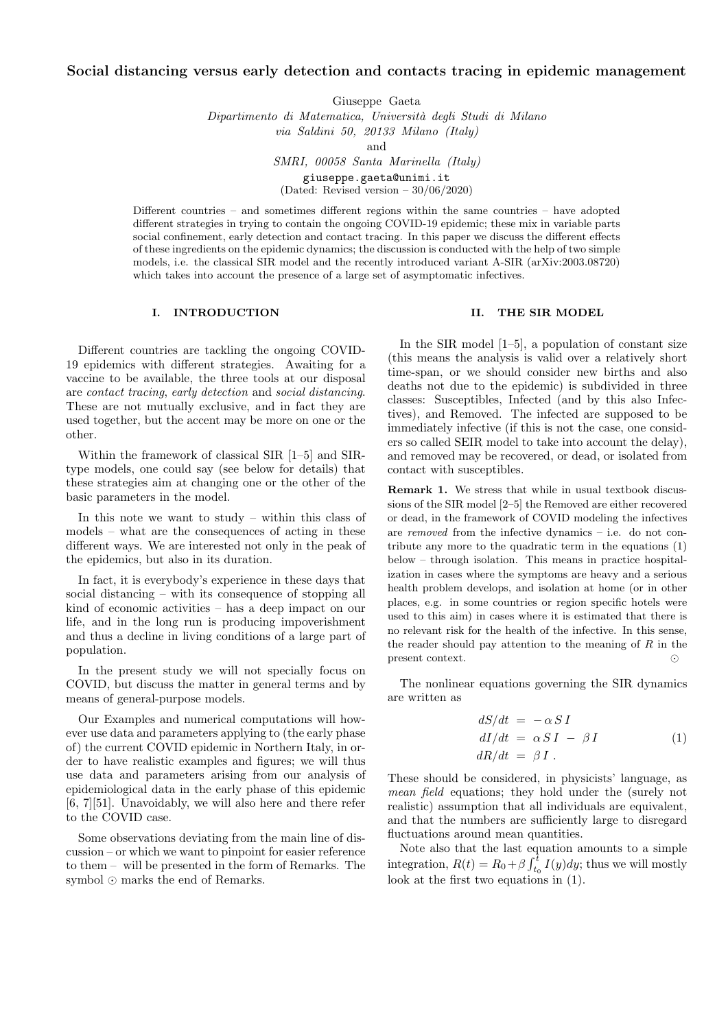# Social distancing versus early detection and contacts tracing in epidemic management

Giuseppe Gaeta

*Dipartimento di Matematica, Università degli Studi di Milano*
*via Saldini 50, 20133 Milano (Italy)*
and
*SMRI, 00058 Santa Marinella (Italy)*
giuseppe.gaeta@unimi.it
(Dated: Revised version – 30/06/2020)

Different countries – and sometimes different regions within the same countries – have adopted different strategies in trying to contain the ongoing COVID-19 epidemic; these mix in variable parts social confinement, early detection and contact tracing. In this paper we discuss the different effects of these ingredients on the epidemic dynamics; the discussion is conducted with the help of two simple models, i.e. the classical SIR model and the recently introduced variant A-SIR (arXiv:2003.08720) which takes into account the presence of a large set of asymptomatic infectives.

## I. INTRODUCTION

Different countries are tackling the ongoing COVID-19 epidemics with different strategies. Awaiting for a vaccine to be available, the three tools at our disposal are *contact tracing*, *early detection* and *social distancing*. These are not mutually exclusive, and in fact they are used together, but the accent may be more on one or the other.

Within the framework of classical SIR [1–5] and SIR-type models, one could say (see below for details) that these strategies aim at changing one or the other of the basic parameters in the model.

In this note we want to study – within this class of models – what are the consequences of acting in these different ways. We are interested not only in the peak of the epidemics, but also in its duration.

In fact, it is everybody's experience in these days that social distancing – with its consequence of stopping all kind of economic activities – has a deep impact on our life, and in the long run is producing impoverishment and thus a decline in living conditions of a large part of population.

In the present study we will not specially focus on COVID, but discuss the matter in general terms and by means of general-purpose models.

Our Examples and numerical computations will however use data and parameters applying to (the early phase of) the current COVID epidemic in Northern Italy, in order to have realistic examples and figures; we will thus use data and parameters arising from our analysis of epidemiological data in the early phase of this epidemic [6, 7][51]. Unavoidably, we will also here and there refer to the COVID case.

Some observations deviating from the main line of discussion – or which we want to pinpoint for easier reference to them – will be presented in the form of Remarks. The symbol ⊙ marks the end of Remarks.

## II. THE SIR MODEL

In the SIR model [1–5], a population of constant size (this means the analysis is valid over a relatively short time-span, or we should consider new births and also deaths not due to the epidemic) is subdivided in three classes: Susceptibles, Infected (and by this also Infectives), and Removed. The infected are supposed to be immediately infective (if this is not the case, one considers so called SEIR model to take into account the delay), and removed may be recovered, or dead, or isolated from contact with susceptibles.

**Remark 1.** We stress that while in usual textbook discussions of the SIR model [2–5] the Removed are either recovered or dead, in the framework of COVID modeling the infectives are *removed* from the infective dynamics – i.e. do not contribute any more to the quadratic term in the equations (1) below – through isolation. This means in practice hospitalization in cases where the symptoms are heavy and a serious health problem develops, and isolation at home (or in other places, e.g. in some countries or region specific hotels were used to this aim) in cases where it is estimated that there is no relevant risk for the health of the infective. In this sense, the reader should pay attention to the meaning of $R$ in the present context. ⊙

The nonlinear equations governing the SIR dynamics are written as

$$
\begin{aligned}
dS/dt &= -\alpha S I \\
dI/dt &= \alpha S I - \beta I \\
dR/dt &= \beta I .
\end{aligned}
\tag{1}
$$

These should be considered, in physicists' language, as *mean field* equations; they hold under the (surely not realistic) assumption that all individuals are equivalent, and that the numbers are sufficiently large to disregard fluctuations around mean quantities.

Note also that the last equation amounts to a simple integration, $R(t) = R_0 + \beta \int_{t_0}^{t} I(y) dy$; thus we will mostly look at the first two equations in (1).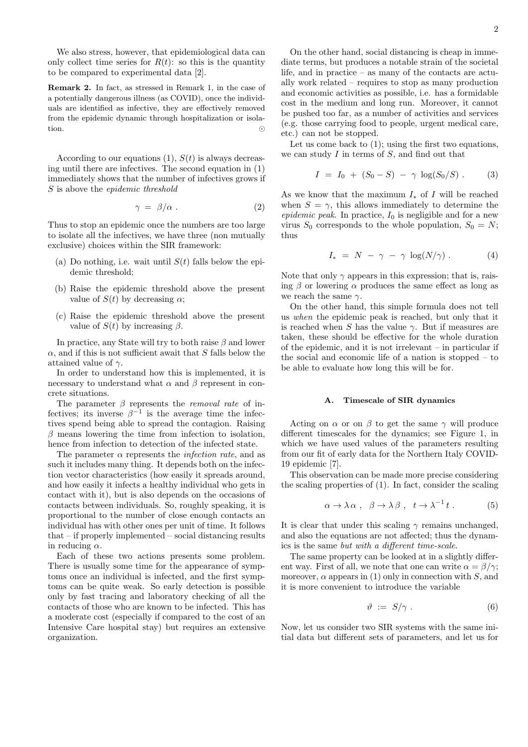We also stress, however, that epidemiological data can only collect time series for $R(t)$: so this is the quantity to be compared to experimental data [2].

**Remark 2.** In fact, as stressed in Remark 1, in the case of a potentially dangerous illness (as COVID), once the individuals are identified as infective, they are effectively removed from the epidemic dynamic through hospitalization or isolation. ⊙

According to our equations (1), $S(t)$ is always decreasing until there are infectives. The second equation in (1) immediately shows that the number of infectives grows if $S$ is above the *epidemic threshold*

$$\gamma \ = \ \beta/\alpha \ . \tag{2}$$

Thus to stop an epidemic once the numbers are too large to isolate all the infectives, we have three (non mutually exclusive) choices within the SIR framework:

(a) Do nothing, i.e. wait until $S(t)$ falls below the epidemic threshold;

(b) Raise the epidemic threshold above the present value of $S(t)$ by decreasing $\alpha$;

(c) Raise the epidemic threshold above the present value of $S(t)$ by increasing $\beta$.

In practice, any State will try to both raise $\beta$ and lower $\alpha$, and if this is not sufficient await that $S$ falls below the attained value of $\gamma$.

In order to understand how this is implemented, it is necessary to understand what $\alpha$ and $\beta$ represent in concrete situations.

The parameter $\beta$ represents the *removal rate* of infectives; its inverse $\beta^{-1}$ is the average time the infectives spend being able to spread the contagion. Raising $\beta$ means lowering the time from infection to isolation, hence from infection to detection of the infected state.

The parameter $\alpha$ represents the *infection rate*, and as such it includes many thing. It depends both on the infection vector characteristics (how easily it spreads around, and how easily it infects a healthy individual who gets in contact with it), but is also depends on the occasions of contacts between individuals. So, roughly speaking, it is proportional to the number of close enough contacts an individual has with other ones per unit of time. It follows that – if properly implemented – social distancing results in reducing $\alpha$.

Each of these two actions presents some problem. There is usually some time for the appearance of symptoms once an individual is infected, and the first symptoms can be quite weak. So early detection is possible only by fast tracing and laboratory checking of all the contacts of those who are known to be infected. This has a moderate cost (especially if compared to the cost of an Intensive Care hospital stay) but requires an extensive organization.

On the other hand, social distancing is cheap in immediate terms, but produces a notable strain of the societal life, and in practice – as many of the contacts are actually work related – requires to stop as many production and economic activities as possible, i.e. has a formidable cost in the medium and long run. Moreover, it cannot be pushed too far, as a number of activities and services (e.g. those carrying food to people, urgent medical care, etc.) can not be stopped.

Let us come back to (1); using the first two equations, we can study $I$ in terms of $S$, and find out that

$$I \ = \ I_0 \ + \ (S_0 - S) \ - \ \gamma \ \log(S_0/S) \ . \tag{3}$$

As we know that the maximum $I_*$ of $I$ will be reached when $S = \gamma$, this allows immediately to determine the *epidemic peak*. In practice, $I_0$ is negligible and for a new virus $S_0$ corresponds to the whole population, $S_0 = N$; thus

$$I_* \ = \ N \ - \ \gamma \ - \ \gamma \ \log(N/\gamma) \ . \tag{4}$$

Note that only $\gamma$ appears in this expression; that is, raising $\beta$ or lowering $\alpha$ produces the same effect as long as we reach the same $\gamma$.

On the other hand, this simple formula does not tell us *when* the epidemic peak is reached, but only that it is reached when $S$ has the value $\gamma$. But if measures are taken, these should be effective for the whole duration of the epidemic, and it is not irrelevant – in particular if the social and economic life of a nation is stopped – to be able to evaluate how long this will be for.

### A. Timescale of SIR dynamics

Acting on $\alpha$ or on $\beta$ to get the same $\gamma$ will produce different timescales for the dynamics; see Figure 1, in which we have used values of the parameters resulting from our fit of early data for the Northern Italy COVID-19 epidemic [7].

This observation can be made more precise considering the scaling properties of (1). In fact, consider the scaling

$$\alpha \to \lambda \, \alpha \ , \quad \beta \to \lambda \, \beta \ , \quad t \to \lambda^{-1} \, t \ . \tag{5}$$

It is clear that under this scaling $\gamma$ remains unchanged, and also the equations are not affected; thus the dynamics is the same *but with a different time-scale*.

The same property can be looked at in a slightly different way. First of all, we note that one can write $\alpha = \beta/\gamma$; moreover, $\alpha$ appears in (1) only in connection with $S$, and it is more convenient to introduce the variable

$$\vartheta \ := \ S/\gamma \ . \tag{6}$$

Now, let us consider two SIR systems with the same initial data but different sets of parameters, and let us for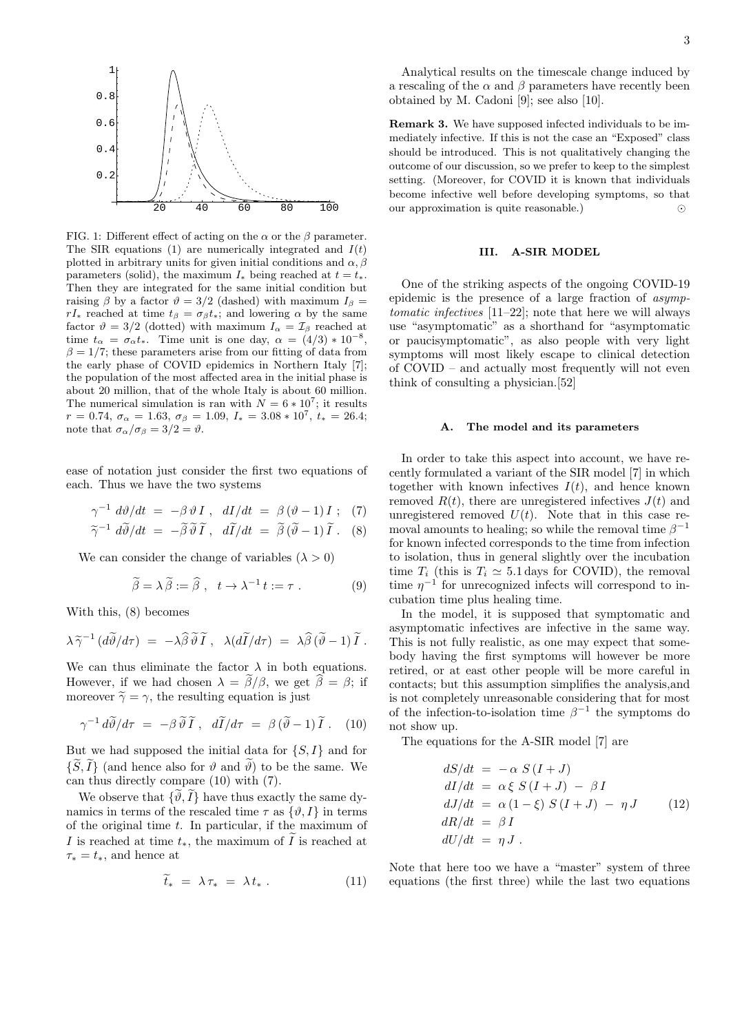FIG. 1: Different effect of acting on the $\alpha$ or the $\beta$ parameter. The SIR equations (1) are numerically integrated and $I(t)$ plotted in arbitrary units for given initial conditions and $\alpha, \beta$ parameters (solid), the maximum $I_*$ being reached at $t = t_*$. Then they are integrated for the same initial condition but raising $\beta$ by a factor $\vartheta = 3/2$ (dashed) with maximum $I_\beta = r I_*$ reached at time $t_\beta = \sigma_\beta t_*$; and lowering $\alpha$ by the same factor $\vartheta = 3/2$ (dotted) with maximum $I_\alpha = \mathcal{I}_\beta$ reached at time $t_\alpha = \sigma_\alpha t_*$. Time unit is one day, $\alpha = (4/3) * 10^{-8}$, $\beta = 1/7$; these parameters arise from our fitting of data from the early phase of COVID epidemics in Northern Italy [7]; the population of the most affected area in the initial phase is about 20 million, that of the whole Italy is about 60 million. The numerical simulation is ran with $N = 6 * 10^7$; it results $r = 0.74$, $\sigma_\alpha = 1.63$, $\sigma_\beta = 1.09$, $I_* = 3.08 * 10^7$, $t_* = 26.4$; note that $\sigma_\alpha / \sigma_\beta = 3/2 = \vartheta$.

ease of notation just consider the first two equations of each. Thus we have the two systems

$$\gamma^{-1} \, d\vartheta/dt \;=\; -\beta \, \vartheta \, I \; , \;\; dI/dt \;=\; \beta \, (\vartheta - 1) \, I \; ; \quad (7)$$

$$\widetilde{\gamma}^{-1} \, d\widetilde{\vartheta}/dt \;=\; -\widetilde{\beta} \, \widetilde{\vartheta} \, \widetilde{I} \; , \;\; d\widetilde{I}/dt \;=\; \widetilde{\beta} \, (\widetilde{\vartheta} - 1) \, \widetilde{I} \; . \quad (8)$$

We can consider the change of variables ($\lambda > 0$)

$$\widetilde{\beta} = \lambda \, \widetilde{\beta} := \widehat{\beta} \; , \;\; t \to \lambda^{-1} \, t := \tau \; . \quad (9)$$

With this, (8) becomes

$$\lambda \, \widetilde{\gamma}^{-1} \, (d\widetilde{\vartheta}/d\tau) \;=\; -\lambda \widehat{\beta} \, \widetilde{\vartheta} \, \widetilde{I} \; , \;\; \lambda (d\widetilde{I}/d\tau) \;=\; \lambda \widehat{\beta} \, (\widetilde{\vartheta} - 1) \, \widetilde{I} \; .$$

We can thus eliminate the factor $\lambda$ in both equations. However, if we had chosen $\lambda = \widetilde{\beta}/\beta$, we get $\widehat{\beta} = \beta$; if moreover $\widetilde{\gamma} = \gamma$, the resulting equation is just

$$\gamma^{-1} \, d\widetilde{\vartheta}/d\tau \;=\; -\beta \, \widetilde{\vartheta} \, \widetilde{I} \; , \;\; d\widetilde{I}/d\tau \;=\; \beta \, (\widetilde{\vartheta} - 1) \, \widetilde{I} \; . \quad (10)$$

But we had supposed the initial data for $\{S, I\}$ and for $\{\widetilde{S}, \widetilde{I}\}$ (and hence also for $\vartheta$ and $\widetilde{\vartheta}$) to be the same. We can thus directly compare (10) with (7).

We observe that $\{\widetilde{\vartheta}, \widetilde{I}\}$ have thus exactly the same dynamics in terms of the rescaled time $\tau$ as $\{\vartheta, I\}$ in terms of the original time $t$. In particular, if the maximum of $I$ is reached at time $t_*$, the maximum of $\widetilde{I}$ is reached at $\tau_* = t_*$, and hence at

$$\widetilde{t}_* \;=\; \lambda \, \tau_* \;=\; \lambda \, t_* \; . \quad (11)$$

Analytical results on the timescale change induced by a rescaling of the $\alpha$ and $\beta$ parameters have recently been obtained by M. Cadoni [9]; see also [10].

**Remark 3.** We have supposed infected individuals to be immediately infective. If this is not the case an "Exposed" class should be introduced. This is not qualitatively changing the outcome of our discussion, so we prefer to keep to the simplest setting. (Moreover, for COVID it is known that individuals become infective well before developing symptoms, so that our approximation is quite reasonable.) ⊙

## III. A-SIR MODEL

One of the striking aspects of the ongoing COVID-19 epidemic is the presence of a large fraction of *asymptomatic infectives* [11–22]; note that here we will always use "asymptomatic" as a shorthand for "asymptomatic or paucisymptomatic", as also people with very light symptoms will most likely escape to clinical detection of COVID – and actually most frequently will not even think of consulting a physician.[52]

### A. The model and its parameters

In order to take this aspect into account, we have recently formulated a variant of the SIR model [7] in which together with known infectives $I(t)$, and hence known removed $R(t)$, there are unregistered infectives $J(t)$ and unregistered removed $U(t)$. Note that in this case removal amounts to healing; so while the removal time $\beta^{-1}$ for known infected corresponds to the time from infection to isolation, thus in general slightly over the incubation time $T_i$ (this is $T_i \simeq 5.1$ days for COVID), the removal time $\eta^{-1}$ for unrecognized infects will correspond to incubation time plus healing time.

In the model, it is supposed that symptomatic and asymptomatic infectives are infective in the same way. This is not fully realistic, as one may expect that somebody having the first symptoms will however be more retired, or at east other people will be more careful in contacts; but this assumption simplifies the analysis,and is not completely unreasonable considering that for most of the infection-to-isolation time $\beta^{-1}$ the symptoms do not show up.

The equations for the A-SIR model [7] are

$$\begin{aligned}
dS/dt \;&=\; -\,\alpha \; S \, (I + J) \\
dI/dt \;&=\; \alpha \, \xi \; S \, (I + J) \;-\; \beta \, I \\
dJ/dt \;&=\; \alpha \, (1 - \xi) \; S \, (I + J) \;-\; \eta \, J \\
dR/dt \;&=\; \beta \, I \\
dU/dt \;&=\; \eta \, J \; .
\end{aligned} \quad (12)$$

Note that here too we have a "master" system of three equations (the first three) while the last two equations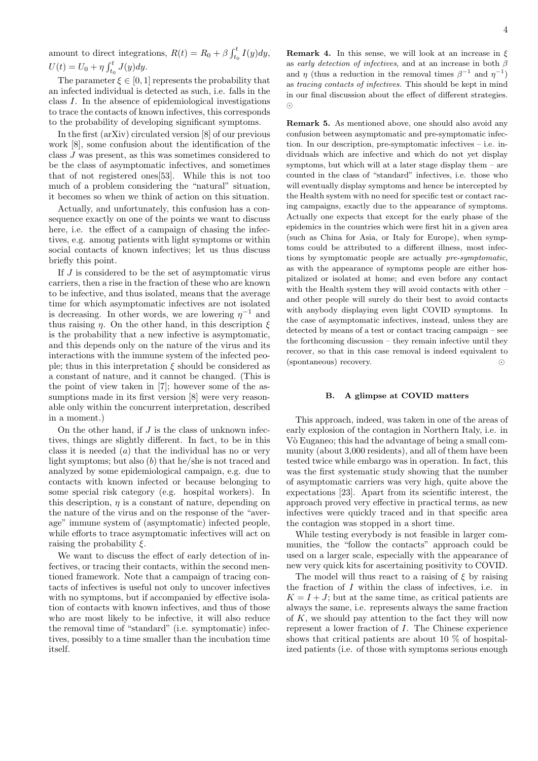amount to direct integrations, $R(t) = R_0 + \beta \int_{t_0}^t I(y) dy$, $U(t) = U_0 + \eta \int_{t_0}^t J(y) dy$.

The parameter $\xi \in [0,1]$ represents the probability that an infected individual is detected as such, i.e. falls in the class $I$. In the absence of epidemiological investigations to trace the contacts of known infectives, this corresponds to the probability of developing significant symptoms.

In the first (arXiv) circulated version [8] of our previous work [8], some confusion about the identification of the class $J$ was present, as this was sometimes considered to be the class of asymptomatic infectives, and sometimes that of not registered ones[53]. While this is not too much of a problem considering the "natural" situation, it becomes so when we think of action on this situation.

Actually, and unfortunately, this confusion has a consequence exactly on one of the points we want to discuss here, i.e. the effect of a campaign of chasing the infectives, e.g. among patients with light symptoms or within social contacts of known infectives; let us thus discuss briefly this point.

If $J$ is considered to be the set of asymptomatic virus carriers, then a rise in the fraction of these who are known to be infective, and thus isolated, means that the average time for which asymptomatic infectives are not isolated is decreasing. In other words, we are lowering $\eta^{-1}$ and thus raising $\eta$. On the other hand, in this description $\xi$ is the probability that a new infective is asymptomatic, and this depends only on the nature of the virus and its interactions with the immune system of the infected people; thus in this interpretation $\xi$ should be considered as a constant of nature, and it cannot be changed. (This is the point of view taken in [7]; however some of the assumptions made in its first version [8] were very reasonable only within the concurrent interpretation, described in a moment.)

On the other hand, if $J$ is the class of unknown infectives, things are slightly different. In fact, to be in this class it is needed $(a)$ that the individual has no or very light symptoms; but also $(b)$ that he/she is not traced and analyzed by some epidemiological campaign, e.g. due to contacts with known infected or because belonging to some special risk category (e.g. hospital workers). In this description, $\eta$ is a constant of nature, depending on the nature of the virus and on the response of the "average" immune system of (asymptomatic) infected people, while efforts to trace asymptomatic infectives will act on raising the probability $\xi$.

We want to discuss the effect of early detection of infectives, or tracing their contacts, within the second mentioned framework. Note that a campaign of tracing contacts of infectives is useful not only to uncover infectives with no symptoms, but if accompanied by effective isolation of contacts with known infectives, and thus of those who are most likely to be infective, it will also reduce the removal time of "standard" (i.e. symptomatic) infectives, possibly to a time smaller than the incubation time itself.

**Remark 4.** In this sense, we will look at an increase in $\xi$ as *early detection of infectives*, and at an increase in both $\beta$ and $\eta$ (thus a reduction in the removal times $\beta^{-1}$ and $\eta^{-1}$) as *tracing contacts of infectives*. This should be kept in mind in our final discussion about the effect of different strategies. ⊙

**Remark 5.** As mentioned above, one should also avoid any confusion between asymptomatic and pre-symptomatic infection. In our description, pre-symptomatic infectives – i.e. individuals which are infective and which do not yet display symptoms, but which will at a later stage display them – are counted in the class of "standard" infectives, i.e. those who will eventually display symptoms and hence be intercepted by the Health system with no need for specific test or contact racing campaigns, exactly due to the appearance of symptoms. Actually one expects that except for the early phase of the epidemics in the countries which were first hit in a given area (such as China for Asia, or Italy for Europe), when symptoms could be attributed to a different illness, most infections by symptomatic people are actually *pre-symptomatic*, as with the appearance of symptoms people are either hospitalized or isolated at home; and even before any contact with the Health system they will avoid contacts with other – and other people will surely do their best to avoid contacts with anybody displaying even light COVID symptoms. In the case of asymptomatic infectives, instead, unless they are detected by means of a test or contact tracing campaign – see the forthcoming discussion – they remain infective until they recover, so that in this case removal is indeed equivalent to (spontaneous) recovery. ⊙

### B. A glimpse at COVID matters

This approach, indeed, was taken in one of the areas of early explosion of the contagion in Northern Italy, i.e. in Vò Euganeo; this had the advantage of being a small community (about 3,000 residents), and all of them have been tested twice while embargo was in operation. In fact, this was the first systematic study showing that the number of asymptomatic carriers was very high, quite above the expectations [23]. Apart from its scientific interest, the approach proved very effective in practical terms, as new infectives were quickly traced and in that specific area the contagion was stopped in a short time.

While testing everybody is not feasible in larger communities, the "follow the contacts" approach could be used on a larger scale, especially with the appearance of new very quick kits for ascertaining positivity to COVID.

The model will thus react to a raising of $\xi$ by raising the fraction of $I$ within the class of infectives, i.e. in $K = I + J$; but at the same time, as critical patients are always the same, i.e. represents always the same fraction of $K$, we should pay attention to the fact they will now represent a lower fraction of $I$. The Chinese experience shows that critical patients are about 10 % of hospitalized patients (i.e. of those with symptoms serious enough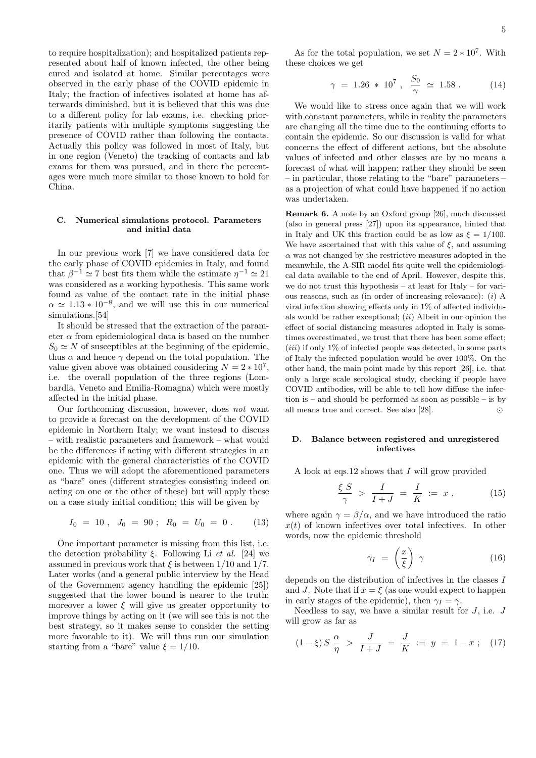to require hospitalization); and hospitalized patients represented about half of known infected, the other being cured and isolated at home. Similar percentages were observed in the early phase of the COVID epidemic in Italy; the fraction of infectives isolated at home has afterwards diminished, but it is believed that this was due to a different policy for lab exams, i.e. checking prioritarily patients with multiple symptoms suggesting the presence of COVID rather than following the contacts. Actually this policy was followed in most of Italy, but in one region (Veneto) the tracking of contacts and lab exams for them was pursued, and in there the percentages were much more similar to those known to hold for China.

### C. Numerical simulations protocol. Parameters and initial data

In our previous work [7] we have considered data for the early phase of COVID epidemics in Italy, and found that $\beta^{-1} \simeq 7$ best fits them while the estimate $\eta^{-1} \simeq 21$ was considered as a working hypothesis. This same work found as value of the contact rate in the initial phase $\alpha \simeq 1.13 * 10^{-8}$, and we will use this in our numerical simulations.[54]

It should be stressed that the extraction of the parameter $\alpha$ from epidemiological data is based on the number $S_0 \simeq N$ of susceptibles at the beginning of the epidemic, thus $\alpha$ and hence $\gamma$ depend on the total population. The value given above was obtained considering $N = 2 * 10^7$, i.e. the overall population of the three regions (Lombardia, Veneto and Emilia-Romagna) which were mostly affected in the initial phase.

Our forthcoming discussion, however, does *not* want to provide a forecast on the development of the COVID epidemic in Northern Italy; we want instead to discuss – with realistic parameters and framework – what would be the differences if acting with different strategies in an epidemic with the general characteristics of the COVID one. Thus we will adopt the aforementioned parameters as "bare" ones (different strategies consisting indeed on acting on one or the other of these) but will apply these on a case study initial condition; this will be given by

$$I_0 \ = \ 10 \ , \ \ J_0 \ = \ 90 \ ; \ \ R_0 \ = \ U_0 \ = \ 0 \ . \qquad (13)$$

One important parameter is missing from this list, i.e. the detection probability $\xi$. Following Li *et al.* [24] we assumed in previous work that $\xi$ is between $1/10$ and $1/7$. Later works (and a general public interview by the Head of the Government agency handling the epidemic [25]) suggested that the lower bound is nearer to the truth; moreover a lower $\xi$ will give us greater opportunity to improve things by acting on it (we will see this is not the best strategy, so it makes sense to consider the setting more favorable to it). We will thus run our simulation starting from a "bare" value $\xi = 1/10$.

As for the total population, we set $N = 2 * 10^7$. With these choices we get

$$\gamma \ = \ 1.26 \ * \ 10^7 \ , \ \ \frac{S_0}{\gamma} \ \simeq \ 1.58 \ . \qquad (14)$$

We would like to stress once again that we will work with constant parameters, while in reality the parameters are changing all the time due to the continuing efforts to contain the epidemic. So our discussion is valid for what concerns the effect of different actions, but the absolute values of infected and other classes are by no means a forecast of what will happen; rather they should be seen – in particular, those relating to the "bare" parameters – as a projection of what could have happened if no action was undertaken.

**Remark 6.** A note by an Oxford group [26], much discussed (also in general press [27]) upon its appearance, hinted that in Italy and UK this fraction could be as low as $\xi = 1/100$. We have ascertained that with this value of $\xi$, and assuming $\alpha$ was not changed by the restrictive measures adopted in the meanwhile, the A-SIR model fits quite well the epidemiological data available to the end of April. However, despite this, we do not trust this hypothesis – at least for Italy – for various reasons, such as (in order of increasing relevance): (*i*) A viral infection showing effects only in 1% of affected individuals would be rather exceptional; (*ii*) Albeit in our opinion the effect of social distancing measures adopted in Italy is sometimes overestimated, we trust that there has been some effect; (*iii*) if only 1% of infected people was detected, in some parts of Italy the infected population would be over 100%. On the other hand, the main point made by this report [26], i.e. that only a large scale serological study, checking if people have COVID antibodies, will be able to tell how diffuse the infection is – and should be performed as soon as possible – is by all means true and correct. See also [28]. $\odot$

### D. Balance between registered and unregistered infectives

A look at eqs.12 shows that $I$ will grow provided

$$\frac{\xi \ S}{\gamma} \ > \ \frac{I}{I+J} \ = \ \frac{I}{K} \ := \ x \ , \qquad (15)$$

where again $\gamma = \beta/\alpha$, and we have introduced the ratio $x(t)$ of known infectives over total infectives. In other words, now the epidemic threshold

$$\gamma_I \ = \ \left( \frac{x}{\xi} \right) \ \gamma \qquad (16)$$

depends on the distribution of infectives in the classes $I$ and $J$. Note that if $x = \xi$ (as one would expect to happen in early stages of the epidemic), then $\gamma_I = \gamma$.

Needless to say, we have a similar result for $J$, i.e. $J$ will grow as far as

$$(1 - \xi) \, S \ \frac{\alpha}{\eta} \ > \ \frac{J}{I+J} \ = \ \frac{J}{K} \ := \ y \ = \ 1 - x \ ; \quad (17)$$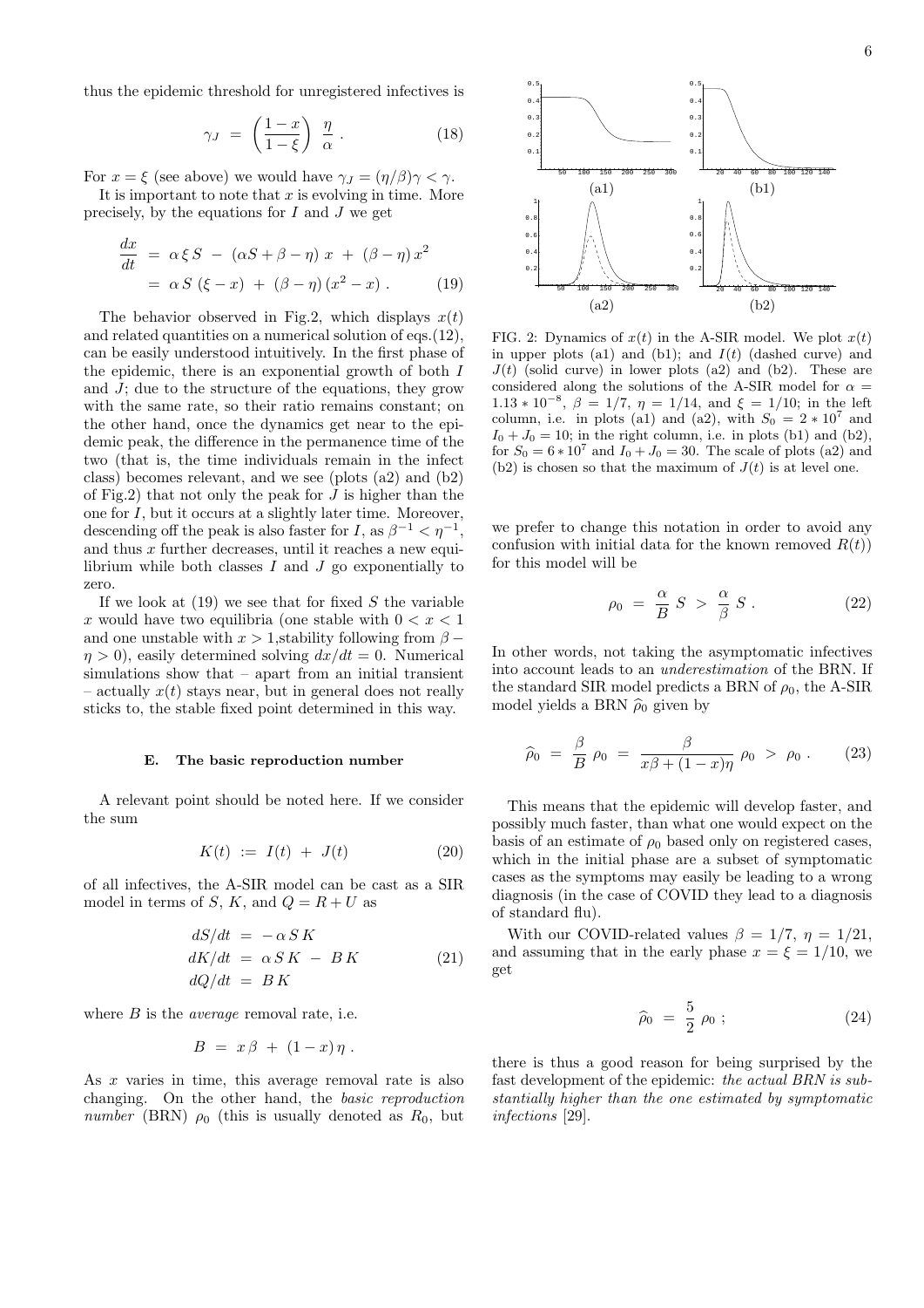thus the epidemic threshold for unregistered infectives is

$$\gamma_J = \left(\frac{1-x}{1-\xi}\right) \frac{\eta}{\alpha} . \tag{18}$$

For $x = \xi$ (see above) we would have $\gamma_J = (\eta/\beta)\gamma < \gamma$.

It is important to note that $x$ is evolving in time. More precisely, by the equations for $I$ and $J$ we get

$$\begin{aligned} \frac{dx}{dt} &= \alpha\,\xi\,S \;-\; (\alpha S + \beta - \eta)\;x \;+\; (\beta - \eta)\,x^2 \\ &= \alpha\,S\;(\xi - x) \;+\; (\beta - \eta)\,(x^2 - x)\;. \end{aligned} \tag{19}$$

The behavior observed in Fig.2, which displays $x(t)$ and related quantities on a numerical solution of eqs.(12), can be easily understood intuitively. In the first phase of the epidemic, there is an exponential growth of both $I$ and $J$; due to the structure of the equations, they grow with the same rate, so their ratio remains constant; on the other hand, once the dynamics get near to the epidemic peak, the difference in the permanence time of the two (that is, the time individuals remain in the infect class) becomes relevant, and we see (plots (a2) and (b2) of Fig.2) that not only the peak for $J$ is higher than the one for $I$, but it occurs at a slightly later time. Moreover, descending off the peak is also faster for $I$, as $\beta^{-1} < \eta^{-1}$, and thus $x$ further decreases, until it reaches a new equilibrium while both classes $I$ and $J$ go exponentially to zero.

If we look at (19) we see that for fixed $S$ the variable $x$ would have two equilibria (one stable with $0 < x < 1$ and one unstable with $x > 1$,stability following from $\beta - \eta > 0$), easily determined solving $dx/dt = 0$. Numerical simulations show that – apart from an initial transient – actually $x(t)$ stays near, but in general does not really sticks to, the stable fixed point determined in this way.

FIG. 2: Dynamics of $x(t)$ in the A-SIR model. We plot $x(t)$ in upper plots (a1) and (b1); and $I(t)$ (dashed curve) and $J(t)$ (solid curve) in lower plots (a2) and (b2). These are considered along the solutions of the A-SIR model for $\alpha = 1.13 * 10^{-8}$, $\beta = 1/7$, $\eta = 1/14$, and $\xi = 1/10$; in the left column, i.e. in plots (a1) and (a2), with $S_0 = 2 * 10^7$ and $I_0 + J_0 = 10$; in the right column, i.e. in plots (b1) and (b2), for $S_0 = 6 * 10^7$ and $I_0 + J_0 = 30$. The scale of plots (a2) and (b2) is chosen so that the maximum of $J(t)$ is at level one.

### E. The basic reproduction number

A relevant point should be noted here. If we consider the sum

$$K(t) \;:=\; I(t) \;+\; J(t) \tag{20}$$

of all infectives, the A-SIR model can be cast as a SIR model in terms of $S$, $K$, and $Q = R + U$ as

$$\begin{aligned} dS/dt &= -\,\alpha\,S\,K \\ dK/dt &= \alpha\,S\,K \;-\; B\,K \\ dQ/dt &= B\,K \end{aligned} \tag{21}$$

where $B$ is the *average* removal rate, i.e.

$$B \;=\; x\,\beta \;+\; (1-x)\,\eta\;.$$

As $x$ varies in time, this average removal rate is also changing. On the other hand, the *basic reproduction number* (BRN) $\rho_0$ (this is usually denoted as $R_0$, but we prefer to change this notation in order to avoid any confusion with initial data for the known removed $R(t)$) for this model will be

$$\rho_0 \;=\; \frac{\alpha}{B}\;S \;>\; \frac{\alpha}{\beta}\;S\;. \tag{22}$$

In other words, not taking the asymptomatic infectives into account leads to an *underestimation* of the BRN. If the standard SIR model predicts a BRN of $\rho_0$, the A-SIR model yields a BRN $\widehat{\rho}_0$ given by

$$\widehat{\rho}_0 \;=\; \frac{\beta}{B}\;\rho_0 \;=\; \frac{\beta}{x\beta + (1-x)\eta}\;\rho_0 \;>\; \rho_0\;. \tag{23}$$

This means that the epidemic will develop faster, and possibly much faster, than what one would expect on the basis of an estimate of $\rho_0$ based only on registered cases, which in the initial phase are a subset of symptomatic cases as the symptoms may easily be leading to a wrong diagnosis (in the case of COVID they lead to a diagnosis of standard flu).

With our COVID-related values $\beta = 1/7$, $\eta = 1/21$, and assuming that in the early phase $x = \xi = 1/10$, we get

$$\widehat{\rho}_0 \;=\; \frac{5}{2}\;\rho_0\;; \tag{24}$$

there is thus a good reason for being surprised by the fast development of the epidemic: *the actual BRN is substantially higher than the one estimated by symptomatic infections* [29].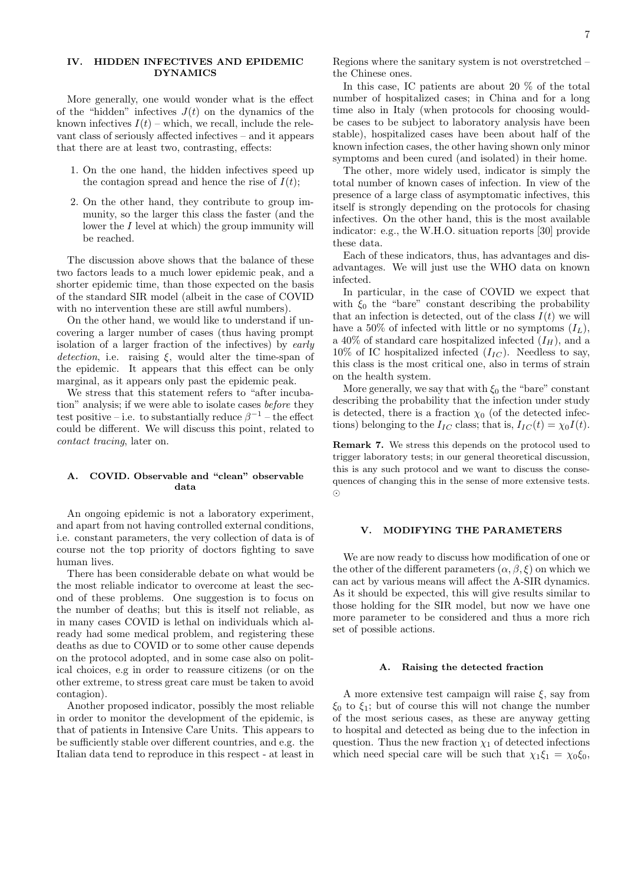## IV. HIDDEN INFECTIVES AND EPIDEMIC DYNAMICS

More generally, one would wonder what is the effect of the "hidden" infectives $J(t)$ on the dynamics of the known infectives $I(t)$ – which, we recall, include the relevant class of seriously affected infectives – and it appears that there are at least two, contrasting, effects:

1. On the one hand, the hidden infectives speed up the contagion spread and hence the rise of $I(t)$;
2. On the other hand, they contribute to group immunity, so the larger this class the faster (and the lower the $I$ level at which) the group immunity will be reached.

The discussion above shows that the balance of these two factors leads to a much lower epidemic peak, and a shorter epidemic time, than those expected on the basis of the standard SIR model (albeit in the case of COVID with no intervention these are still awful numbers).

On the other hand, we would like to understand if uncovering a larger number of cases (thus having prompt isolation of a larger fraction of the infectives) by *early detection*, i.e. raising $\xi$, would alter the time-span of the epidemic. It appears that this effect can be only marginal, as it appears only past the epidemic peak.

We stress that this statement refers to "after incubation" analysis; if we were able to isolate cases *before* they test positive – i.e. to substantially reduce $\beta^{-1}$ – the effect could be different. We will discuss this point, related to *contact tracing*, later on.

### A. COVID. Observable and "clean" observable data

An ongoing epidemic is not a laboratory experiment, and apart from not having controlled external conditions, i.e. constant parameters, the very collection of data is of course not the top priority of doctors fighting to save human lives.

There has been considerable debate on what would be the most reliable indicator to overcome at least the second of these problems. One suggestion is to focus on the number of deaths; but this is itself not reliable, as in many cases COVID is lethal on individuals which already had some medical problem, and registering these deaths as due to COVID or to some other cause depends on the protocol adopted, and in some case also on political choices, e.g in order to reassure citizens (or on the other extreme, to stress great care must be taken to avoid contagion).

Another proposed indicator, possibly the most reliable in order to monitor the development of the epidemic, is that of patients in Intensive Care Units. This appears to be sufficiently stable over different countries, and e.g. the Italian data tend to reproduce in this respect - at least in Regions where the sanitary system is not overstretched – the Chinese ones.

In this case, IC patients are about 20 % of the total number of hospitalized cases; in China and for a long time also in Italy (when protocols for choosing would-be cases to be subject to laboratory analysis have been stable), hospitalized cases have been about half of the known infection cases, the other having shown only minor symptoms and been cured (and isolated) in their home.

The other, more widely used, indicator is simply the total number of known cases of infection. In view of the presence of a large class of asymptomatic infectives, this itself is strongly depending on the protocols for chasing infectives. On the other hand, this is the most available indicator: e.g., the W.H.O. situation reports [30] provide these data.

Each of these indicators, thus, has advantages and disadvantages. We will just use the WHO data on known infected.

In particular, in the case of COVID we expect that with $\xi_0$ the "bare" constant describing the probability that an infection is detected, out of the class $I(t)$ we will have a 50% of infected with little or no symptoms ($I_L$), a 40% of standard care hospitalized infected ($I_H$), and a 10% of IC hospitalized infected ($I_{IC}$). Needless to say, this class is the most critical one, also in terms of strain on the health system.

More generally, we say that with $\xi_0$ the "bare" constant describing the probability that the infection under study is detected, there is a fraction $\chi_0$ (of the detected infections) belonging to the $I_{IC}$ class; that is, $I_{IC}(t) = \chi_0 I(t)$.

**Remark 7.** We stress this depends on the protocol used to trigger laboratory tests; in our general theoretical discussion, this is any such protocol and we want to discuss the consequences of changing this in the sense of more extensive tests. ⊙

## V. MODIFYING THE PARAMETERS

We are now ready to discuss how modification of one or the other of the different parameters $(\alpha, \beta, \xi)$ on which we can act by various means will affect the A-SIR dynamics. As it should be expected, this will give results similar to those holding for the SIR model, but now we have one more parameter to be considered and thus a more rich set of possible actions.

### A. Raising the detected fraction

A more extensive test campaign will raise $\xi$, say from $\xi_0$ to $\xi_1$; but of course this will not change the number of the most serious cases, as these are anyway getting to hospital and detected as being due to the infection in question. Thus the new fraction $\chi_1$ of detected infections which need special care will be such that $\chi_1 \xi_1 = \chi_0 \xi_0$,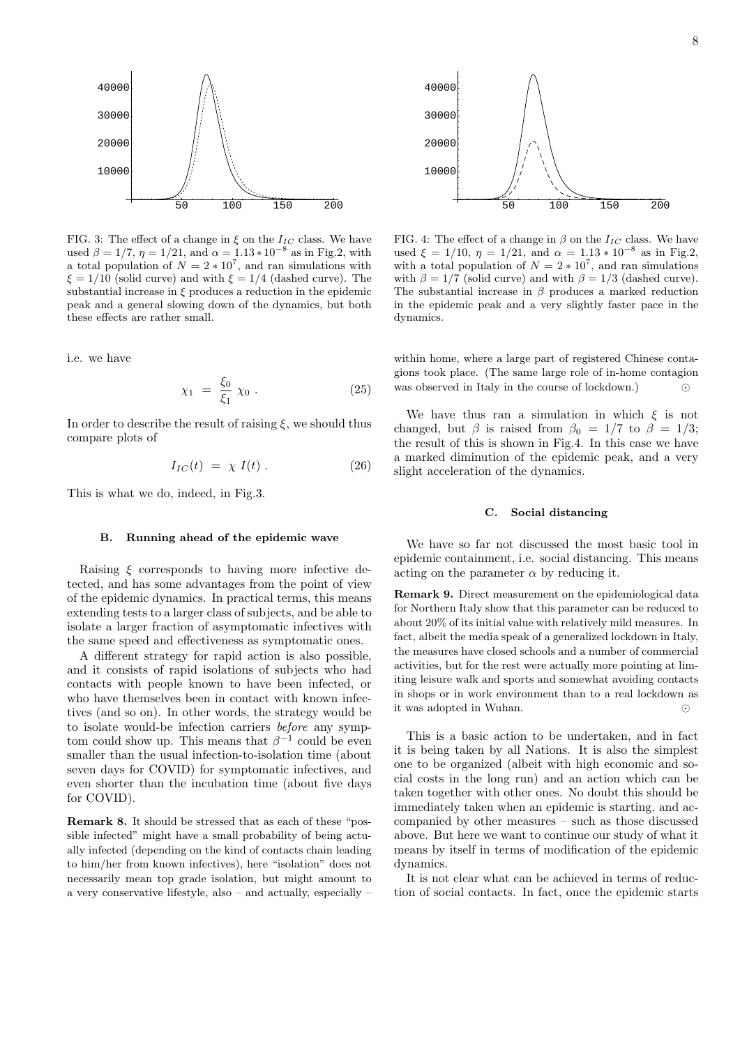FIG. 3: The effect of a change in $\xi$ on the $I_{IC}$ class. We have used $\beta = 1/7$, $\eta = 1/21$, and $\alpha = 1.13 * 10^{-8}$ as in Fig.2, with a total population of $N = 2 * 10^7$, and ran simulations with $\xi = 1/10$ (solid curve) and with $\xi = 1/4$ (dashed curve). The substantial increase in $\xi$ produces a reduction in the epidemic peak and a general slowing down of the dynamics, but both these effects are rather small.

FIG. 4: The effect of a change in $\beta$ on the $I_{IC}$ class. We have used $\xi = 1/10$, $\eta = 1/21$, and $\alpha = 1.13 * 10^{-8}$ as in Fig.2, with a total population of $N = 2 * 10^7$, and ran simulations with $\beta = 1/7$ (solid curve) and with $\beta = 1/3$ (dashed curve). The substantial increase in $\beta$ produces a marked reduction in the epidemic peak and a very slightly faster pace in the dynamics.

i.e. we have

$$\chi_1 \ = \ \frac{\xi_0}{\xi_1} \ \chi_0 \ . \tag{25}$$

In order to describe the result of raising $\xi$, we should thus compare plots of

$$I_{IC}(t) \ = \ \chi \ I(t) \ . \tag{26}$$

This is what we do, indeed, in Fig.3.

### B. Running ahead of the epidemic wave

Raising $\xi$ corresponds to having more infective detected, and has some advantages from the point of view of the epidemic dynamics. In practical terms, this means extending tests to a larger class of subjects, and be able to isolate a larger fraction of asymptomatic infectives with the same speed and effectiveness as symptomatic ones.

A different strategy for rapid action is also possible, and it consists of rapid isolations of subjects who had contacts with people known to have been infected, or who have themselves been in contact with known infectives (and so on). In other words, the strategy would be to isolate would-be infection carriers *before* any symptom could show up. This means that $\beta^{-1}$ could be even smaller than the usual infection-to-isolation time (about seven days for COVID) for symptomatic infectives, and even shorter than the incubation time (about five days for COVID).

**Remark 8.** It should be stressed that as each of these "possible infected" might have a small probability of being actually infected (depending on the kind of contacts chain leading to him/her from known infectives), here "isolation" does not necessarily mean top grade isolation, but might amount to a very conservative lifestyle, also – and actually, especially – within home, where a large part of registered Chinese contagions took place. (The same large role of in-home contagion was observed in Italy in the course of lockdown.) ⊙

We have thus ran a simulation in which $\xi$ is not changed, but $\beta$ is raised from $\beta_0 = 1/7$ to $\beta = 1/3$; the result of this is shown in Fig.4. In this case we have a marked diminution of the epidemic peak, and a very slight acceleration of the dynamics.

### C. Social distancing

We have so far not discussed the most basic tool in epidemic containment, i.e. social distancing. This means acting on the parameter $\alpha$ by reducing it.

**Remark 9.** Direct measurement on the epidemiological data for Northern Italy show that this parameter can be reduced to about 20% of its initial value with relatively mild measures. In fact, albeit the media speak of a generalized lockdown in Italy, the measures have closed schools and a number of commercial activities, but for the rest were actually more pointing at limiting leisure walk and sports and somewhat avoiding contacts in shops or in work environment than to a real lockdown as it was adopted in Wuhan. ⊙

This is a basic action to be undertaken, and in fact it is being taken by all Nations. It is also the simplest one to be organized (albeit with high economic and social costs in the long run) and an action which can be taken together with other ones. No doubt this should be immediately taken when an epidemic is starting, and accompanied by other measures – such as those discussed above. But here we want to continue our study of what it means by itself in terms of modification of the epidemic dynamics.

It is not clear what can be achieved in terms of reduction of social contacts. In fact, once the epidemic starts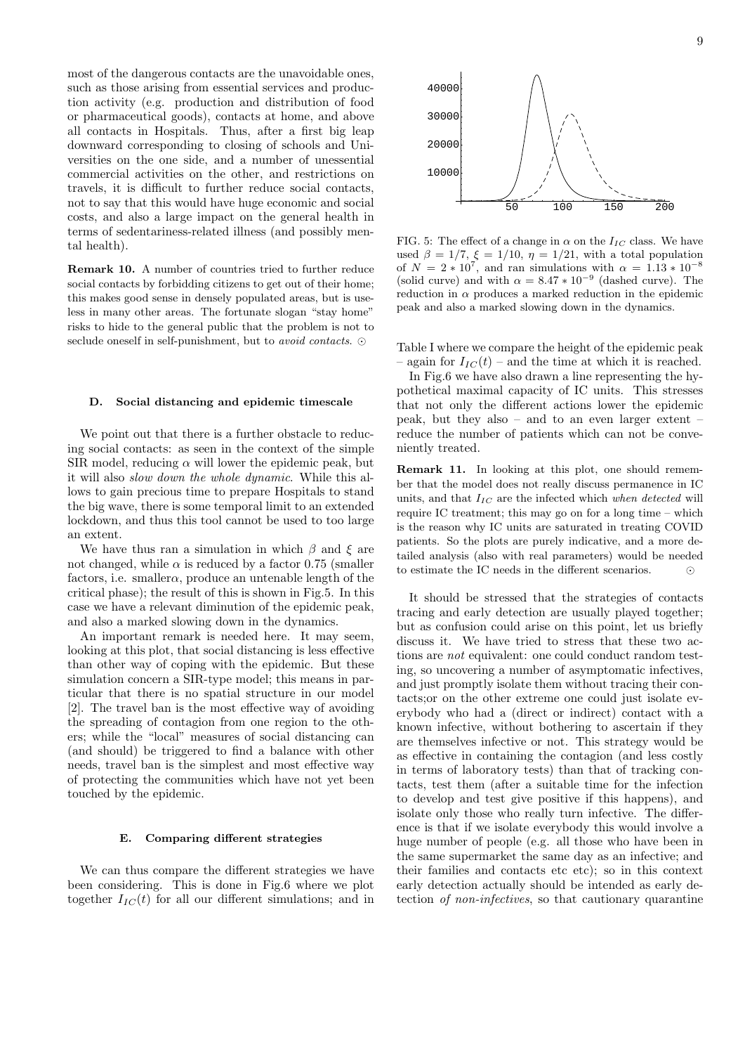most of the dangerous contacts are the unavoidable ones, such as those arising from essential services and production activity (e.g. production and distribution of food or pharmaceutical goods), contacts at home, and above all contacts in Hospitals. Thus, after a first big leap downward corresponding to closing of schools and Universities on the one side, and a number of unessential commercial activities on the other, and restrictions on travels, it is difficult to further reduce social contacts, not to say that this would have huge economic and social costs, and also a large impact on the general health in terms of sedentariness-related illness (and possibly mental health).

**Remark 10.** A number of countries tried to further reduce social contacts by forbidding citizens to get out of their home; this makes good sense in densely populated areas, but is useless in many other areas. The fortunate slogan "stay home" risks to hide to the general public that the problem is not to seclude oneself in self-punishment, but to *avoid contacts*. ⊙

### D. Social distancing and epidemic timescale

We point out that there is a further obstacle to reducing social contacts: as seen in the context of the simple SIR model, reducing $\alpha$ will lower the epidemic peak, but it will also *slow down the whole dynamic*. While this allows to gain precious time to prepare Hospitals to stand the big wave, there is some temporal limit to an extended lockdown, and thus this tool cannot be used to too large an extent.

We have thus ran a simulation in which $\beta$ and $\xi$ are not changed, while $\alpha$ is reduced by a factor 0.75 (smaller factors, i.e. smaller$\alpha$, produce an untenable length of the critical phase); the result of this is shown in Fig.5. In this case we have a relevant diminution of the epidemic peak, and also a marked slowing down in the dynamics.

An important remark is needed here. It may seem, looking at this plot, that social distancing is less effective than other way of coping with the epidemic. But these simulation concern a SIR-type model; this means in particular that there is no spatial structure in our model [2]. The travel ban is the most effective way of avoiding the spreading of contagion from one region to the others; while the "local" measures of social distancing can (and should) be triggered to find a balance with other needs, travel ban is the simplest and most effective way of protecting the communities which have not yet been touched by the epidemic.

### E. Comparing different strategies

We can thus compare the different strategies we have been considering. This is done in Fig.6 where we plot together $I_{IC}(t)$ for all our different simulations; and in Table I where we compare the height of the epidemic peak – again for $I_{IC}(t)$ – and the time at which it is reached.

40000
30000
20000
10000
50
100
150
200

FIG. 5: The effect of a change in $\alpha$ on the $I_{IC}$ class. We have used $\beta = 1/7$, $\xi = 1/10$, $\eta = 1/21$, with a total population of $N = 2 * 10^7$, and ran simulations with $\alpha = 1.13 * 10^{-8}$ (solid curve) and with $\alpha = 8.47 * 10^{-9}$ (dashed curve). The reduction in $\alpha$ produces a marked reduction in the epidemic peak and also a marked slowing down in the dynamics.

In Fig.6 we have also drawn a line representing the hypothetical maximal capacity of IC units. This stresses that not only the different actions lower the epidemic peak, but they also – and to an even larger extent – reduce the number of patients which can not be conveniently treated.

**Remark 11.** In looking at this plot, one should remember that the model does not really discuss permanence in IC units, and that $I_{IC}$ are the infected which *when detected* will require IC treatment; this may go on for a long time – which is the reason why IC units are saturated in treating COVID patients. So the plots are purely indicative, and a more detailed analysis (also with real parameters) would be needed to estimate the IC needs in the different scenarios. ⊙

It should be stressed that the strategies of contacts tracing and early detection are usually played together; but as confusion could arise on this point, let us briefly discuss it. We have tried to stress that these two actions are *not* equivalent: one could conduct random testing, so uncovering a number of asymptomatic infectives, and just promptly isolate them without tracing their contacts;or on the other extreme one could just isolate everybody who had a (direct or indirect) contact with a known infective, without bothering to ascertain if they are themselves infective or not. This strategy would be as effective in containing the contagion (and less costly in terms of laboratory tests) than that of tracking contacts, test them (after a suitable time for the infection to develop and test give positive if this happens), and isolate only those who really turn infective. The difference is that if we isolate everybody this would involve a huge number of people (e.g. all those who have been in the same supermarket the same day as an infective; and their families and contacts etc etc); so in this context early detection actually should be intended as early detection *of non-infectives*, so that cautionary quarantine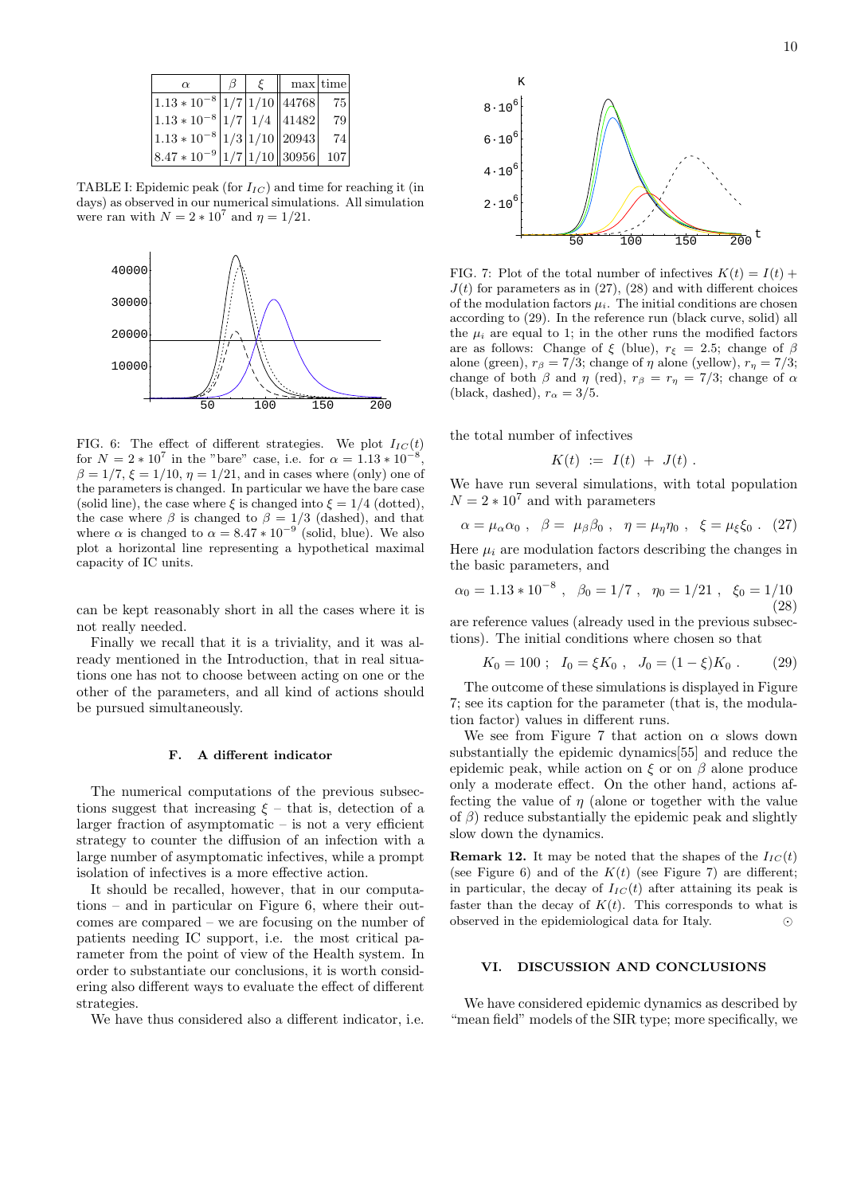| $\alpha$ | $\beta$ | $\xi$ | max | time |
|---|---|---|---|---|
| $1.13 * 10^{-8}$ | 1/7 | 1/10 | 44768 | 75 |
| $1.13 * 10^{-8}$ | 1/7 | 1/4 | 41482 | 79 |
| $1.13 * 10^{-8}$ | 1/3 | 1/10 | 20943 | 74 |
| $8.47 * 10^{-9}$ | 1/7 | 1/10 | 30956 | 107 |

TABLE I: Epidemic peak (for $I_{IC}$) and time for reaching it (in days) as observed in our numerical simulations. All simulation were ran with $N = 2 * 10^7$ and $\eta = 1/21$.

FIG. 6: The effect of different strategies. We plot $I_{IC}(t)$ for $N = 2 * 10^7$ in the "bare" case, i.e. for $\alpha = 1.13 * 10^{-8}$, $\beta = 1/7$, $\xi = 1/10$, $\eta = 1/21$, and in cases where (only) one of the parameters is changed. In particular we have the bare case (solid line), the case where $\xi$ is changed into $\xi = 1/4$ (dotted), the case where $\beta$ is changed to $\beta = 1/3$ (dashed), and that where $\alpha$ is changed to $\alpha = 8.47 * 10^{-9}$ (solid, blue). We also plot a horizontal line representing a hypothetical maximal capacity of IC units.

can be kept reasonably short in all the cases where it is not really needed.

Finally we recall that it is a triviality, and it was already mentioned in the Introduction, that in real situations one has not to choose between acting on one or the other of the parameters, and all kind of actions should be pursued simultaneously.

### F. A different indicator

The numerical computations of the previous subsections suggest that increasing $\xi$ – that is, detection of a larger fraction of asymptomatic – is not a very efficient strategy to counter the diffusion of an infection with a large number of asymptomatic infectives, while a prompt isolation of infectives is a more effective action.

It should be recalled, however, that in our computations – and in particular on Figure 6, where their outcomes are compared – we are focusing on the number of patients needing IC support, i.e. the most critical parameter from the point of view of the Health system. In order to substantiate our conclusions, it is worth considering also different ways to evaluate the effect of different strategies.

We have thus considered also a different indicator, i.e.

FIG. 7: Plot of the total number of infectives $K(t) = I(t) + J(t)$ for parameters as in (27), (28) and with different choices of the modulation factors $\mu_i$. The initial conditions are chosen according to (29). In the reference run (black curve, solid) all the $\mu_i$ are equal to 1; in the other runs the modified factors are as follows: Change of $\xi$ (blue), $r_\xi = 2.5$; change of $\beta$ alone (green), $r_\beta = 7/3$; change of $\eta$ alone (yellow), $r_\eta = 7/3$; change of both $\beta$ and $\eta$ (red), $r_\beta = r_\eta = 7/3$; change of $\alpha$ (black, dashed), $r_\alpha = 3/5$.

the total number of infectives

$$K(t) \ := \ I(t) \ + \ J(t) \ .$$

We have run several simulations, with total population $N = 2 * 10^7$ and with parameters

$$\alpha = \mu_\alpha \alpha_0 \ , \quad \beta = \ \mu_\beta \beta_0 \ , \quad \eta = \mu_\eta \eta_0 \ , \quad \xi = \mu_\xi \xi_0 \ . \quad (27)$$

Here $\mu_i$ are modulation factors describing the changes in the basic parameters, and

$$\alpha_0 = 1.13 * 10^{-8} \ , \quad \beta_0 = 1/7 \ , \quad \eta_0 = 1/21 \ , \quad \xi_0 = 1/10 \quad (28)$$

are reference values (already used in the previous subsections). The initial conditions where chosen so that

$$K_0 = 100 \ ; \quad I_0 = \xi K_0 \ , \quad J_0 = (1 - \xi) K_0 \ . \quad (29)$$

The outcome of these simulations is displayed in Figure 7; see its caption for the parameter (that is, the modulation factor) values in different runs.

We see from Figure 7 that action on $\alpha$ slows down substantially the epidemic dynamics[55] and reduce the epidemic peak, while action on $\xi$ or on $\beta$ alone produce only a moderate effect. On the other hand, actions affecting the value of $\eta$ (alone or together with the value of $\beta$) reduce substantially the epidemic peak and slightly slow down the dynamics.

**Remark 12.** It may be noted that the shapes of the $I_{IC}(t)$ (see Figure 6) and of the $K(t)$ (see Figure 7) are different; in particular, the decay of $I_{IC}(t)$ after attaining its peak is faster than the decay of $K(t)$. This corresponds to what is observed in the epidemiological data for Italy. $\odot$

## VI. DISCUSSION AND CONCLUSIONS

We have considered epidemic dynamics as described by "mean field" models of the SIR type; more specifically, we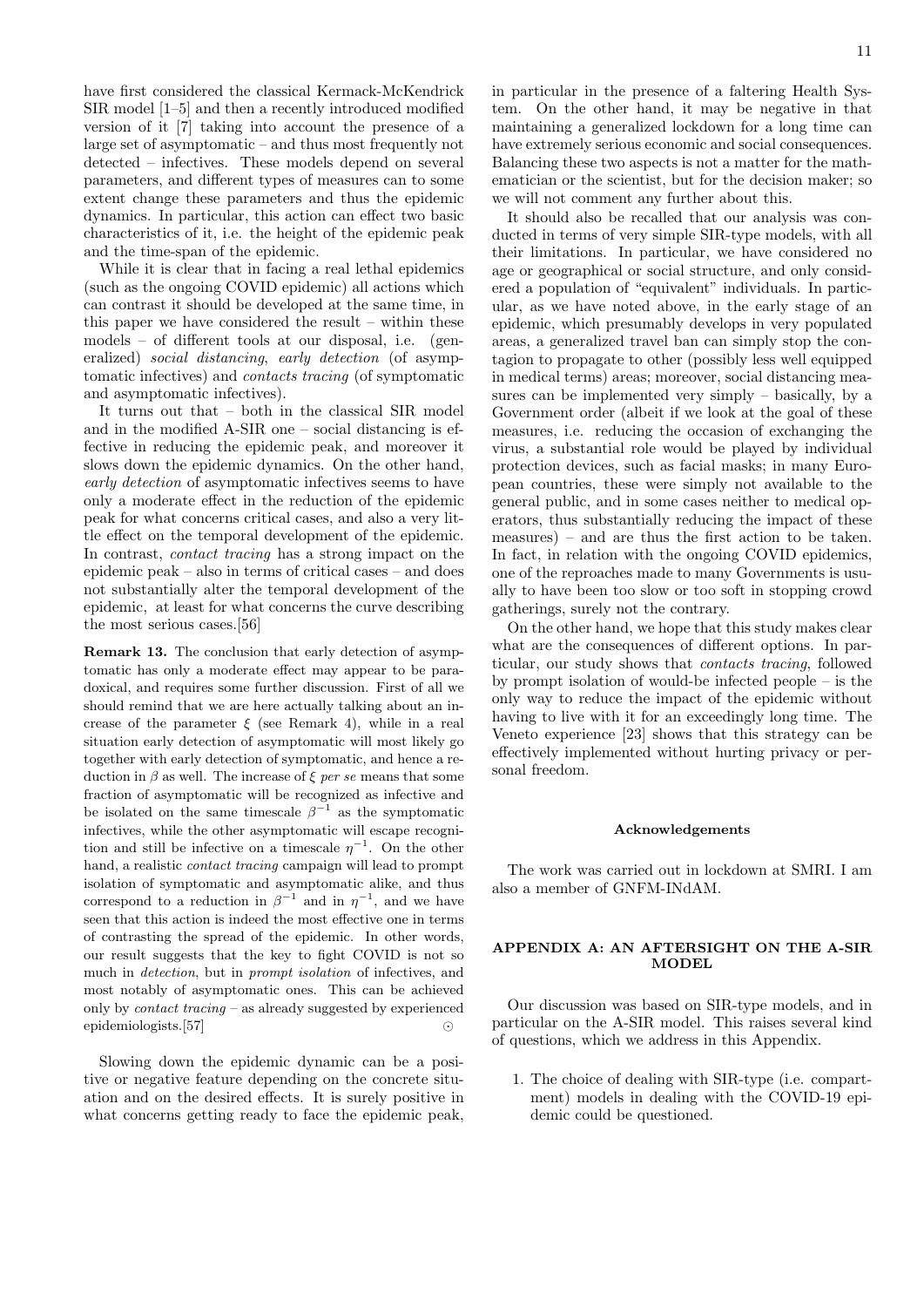have first considered the classical Kermack-McKendrick SIR model [1–5] and then a recently introduced modified version of it [7] taking into account the presence of a large set of asymptomatic – and thus most frequently not detected – infectives. These models depend on several parameters, and different types of measures can to some extent change these parameters and thus the epidemic dynamics. In particular, this action can effect two basic characteristics of it, i.e. the height of the epidemic peak and the time-span of the epidemic.

While it is clear that in facing a real lethal epidemics (such as the ongoing COVID epidemic) all actions which can contrast it should be developed at the same time, in this paper we have considered the result – within these models – of different tools at our disposal, i.e. (generalized) *social distancing*, *early detection* (of asymptomatic infectives) and *contacts tracing* (of symptomatic and asymptomatic infectives).

It turns out that – both in the classical SIR model and in the modified A-SIR one – social distancing is effective in reducing the epidemic peak, and moreover it slows down the epidemic dynamics. On the other hand, *early detection* of asymptomatic infectives seems to have only a moderate effect in the reduction of the epidemic peak for what concerns critical cases, and also a very little effect on the temporal development of the epidemic. In contrast, *contact tracing* has a strong impact on the epidemic peak – also in terms of critical cases – and does not substantially alter the temporal development of the epidemic, at least for what concerns the curve describing the most serious cases.[56]

**Remark 13.** The conclusion that early detection of asymptomatic has only a moderate effect may appear to be paradoxical, and requires some further discussion. First of all we should remind that we are here actually talking about an increase of the parameter $\xi$ (see Remark 4), while in a real situation early detection of asymptomatic will most likely go together with early detection of symptomatic, and hence a reduction in $\beta$ as well. The increase of $\xi$ *per se* means that some fraction of asymptomatic will be recognized as infective and be isolated on the same timescale $\beta^{-1}$ as the symptomatic infectives, while the other asymptomatic will escape recognition and still be infective on a timescale $\eta^{-1}$. On the other hand, a realistic *contact tracing* campaign will lead to prompt isolation of symptomatic and asymptomatic alike, and thus correspond to a reduction in $\beta^{-1}$ and in $\eta^{-1}$, and we have seen that this action is indeed the most effective one in terms of contrasting the spread of the epidemic. In other words, our result suggests that the key to fight COVID is not so much in *detection*, but in *prompt isolation* of infectives, and most notably of asymptomatic ones. This can be achieved only by *contact tracing* – as already suggested by experienced epidemiologists.[57] ⊙

Slowing down the epidemic dynamic can be a positive or negative feature depending on the concrete situation and on the desired effects. It is surely positive in what concerns getting ready to face the epidemic peak, in particular in the presence of a faltering Health System. On the other hand, it may be negative in that maintaining a generalized lockdown for a long time can have extremely serious economic and social consequences. Balancing these two aspects is not a matter for the mathematician or the scientist, but for the decision maker; so we will not comment any further about this.

It should also be recalled that our analysis was conducted in terms of very simple SIR-type models, with all their limitations. In particular, we have considered no age or geographical or social structure, and only considered a population of "equivalent" individuals. In particular, as we have noted above, in the early stage of an epidemic, which presumably develops in very populated areas, a generalized travel ban can simply stop the contagion to propagate to other (possibly less well equipped in medical terms) areas; moreover, social distancing measures can be implemented very simply – basically, by a Government order (albeit if we look at the goal of these measures, i.e. reducing the occasion of exchanging the virus, a substantial role would be played by individual protection devices, such as facial masks; in many European countries, these were simply not available to the general public, and in some cases neither to medical operators, thus substantially reducing the impact of these measures) – and are thus the first action to be taken. In fact, in relation with the ongoing COVID epidemics, one of the reproaches made to many Governments is usually to have been too slow or too soft in stopping crowd gatherings, surely not the contrary.

On the other hand, we hope that this study makes clear what are the consequences of different options. In particular, our study shows that *contacts tracing*, followed by prompt isolation of would-be infected people – is the only way to reduce the impact of the epidemic without having to live with it for an exceedingly long time. The Veneto experience [23] shows that this strategy can be effectively implemented without hurting privacy or personal freedom.

#### Acknowledgements

The work was carried out in lockdown at SMRI. I am also a member of GNFM-INdAM.

## APPENDIX A: AN AFTERSIGHT ON THE A-SIR MODEL

Our discussion was based on SIR-type models, and in particular on the A-SIR model. This raises several kind of questions, which we address in this Appendix.

1. The choice of dealing with SIR-type (i.e. compartment) models in dealing with the COVID-19 epidemic could be questioned.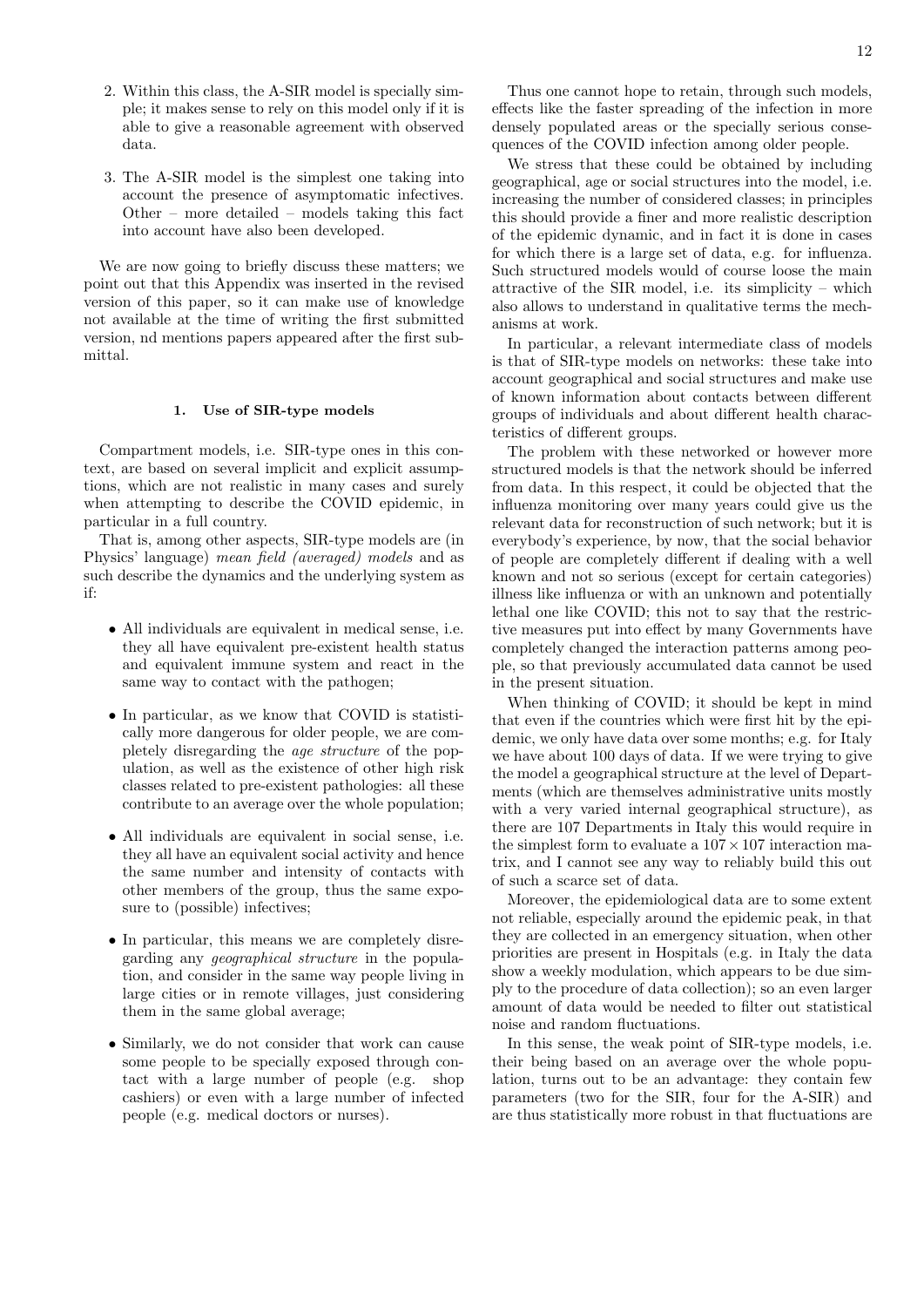2. Within this class, the A-SIR model is specially simple; it makes sense to rely on this model only if it is able to give a reasonable agreement with observed data.

3. The A-SIR model is the simplest one taking into account the presence of asymptomatic infectives. Other – more detailed – models taking this fact into account have also been developed.

We are now going to briefly discuss these matters; we point out that this Appendix was inserted in the revised version of this paper, so it can make use of knowledge not available at the time of writing the first submitted version, nd mentions papers appeared after the first submittal.

#### 1. Use of SIR-type models

Compartment models, i.e. SIR-type ones in this context, are based on several implicit and explicit assumptions, which are not realistic in many cases and surely when attempting to describe the COVID epidemic, in particular in a full country.

That is, among other aspects, SIR-type models are (in Physics' language) *mean field (averaged) models* and as such describe the dynamics and the underlying system as if:

- All individuals are equivalent in medical sense, i.e. they all have equivalent pre-existent health status and equivalent immune system and react in the same way to contact with the pathogen;
- In particular, as we know that COVID is statistically more dangerous for older people, we are completely disregarding the *age structure* of the population, as well as the existence of other high risk classes related to pre-existent pathologies: all these contribute to an average over the whole population;
- All individuals are equivalent in social sense, i.e. they all have an equivalent social activity and hence the same number and intensity of contacts with other members of the group, thus the same exposure to (possible) infectives;
- In particular, this means we are completely disregarding any *geographical structure* in the population, and consider in the same way people living in large cities or in remote villages, just considering them in the same global average;
- Similarly, we do not consider that work can cause some people to be specially exposed through contact with a large number of people (e.g. shop cashiers) or even with a large number of infected people (e.g. medical doctors or nurses).

Thus one cannot hope to retain, through such models, effects like the faster spreading of the infection in more densely populated areas or the specially serious consequences of the COVID infection among older people.

We stress that these could be obtained by including geographical, age or social structures into the model, i.e. increasing the number of considered classes; in principles this should provide a finer and more realistic description of the epidemic dynamic, and in fact it is done in cases for which there is a large set of data, e.g. for influenza. Such structured models would of course loose the main attractive of the SIR model, i.e. its simplicity – which also allows to understand in qualitative terms the mechanisms at work.

In particular, a relevant intermediate class of models is that of SIR-type models on networks: these take into account geographical and social structures and make use of known information about contacts between different groups of individuals and about different health characteristics of different groups.

The problem with these networked or however more structured models is that the network should be inferred from data. In this respect, it could be objected that the influenza monitoring over many years could give us the relevant data for reconstruction of such network; but it is everybody's experience, by now, that the social behavior of people are completely different if dealing with a well known and not so serious (except for certain categories) illness like influenza or with an unknown and potentially lethal one like COVID; this not to say that the restrictive measures put into effect by many Governments have completely changed the interaction patterns among people, so that previously accumulated data cannot be used in the present situation.

When thinking of COVID; it should be kept in mind that even if the countries which were first hit by the epidemic, we only have data over some months; e.g. for Italy we have about 100 days of data. If we were trying to give the model a geographical structure at the level of Departments (which are themselves administrative units mostly with a very varied internal geographical structure), as there are 107 Departments in Italy this would require in the simplest form to evaluate a $107 \times 107$ interaction matrix, and I cannot see any way to reliably build this out of such a scarce set of data.

Moreover, the epidemiological data are to some extent not reliable, especially around the epidemic peak, in that they are collected in an emergency situation, when other priorities are present in Hospitals (e.g. in Italy the data show a weekly modulation, which appears to be due simply to the procedure of data collection); so an even larger amount of data would be needed to filter out statistical noise and random fluctuations.

In this sense, the weak point of SIR-type models, i.e. their being based on an average over the whole population, turns out to be an advantage: they contain few parameters (two for the SIR, four for the A-SIR) and are thus statistically more robust in that fluctuations are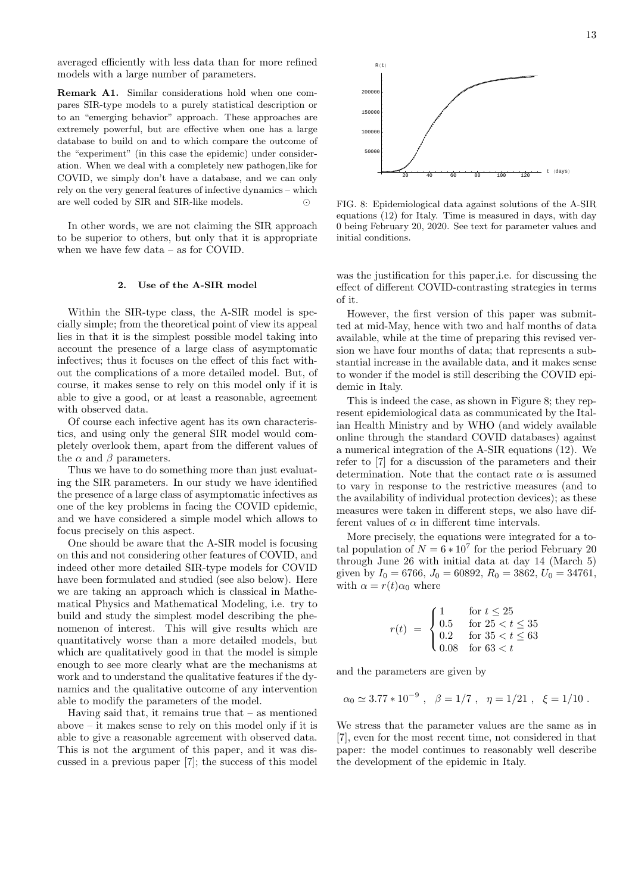averaged efficiently with less data than for more refined models with a large number of parameters.

**Remark A1.** Similar considerations hold when one compares SIR-type models to a purely statistical description or to an "emerging behavior" approach. These approaches are extremely powerful, but are effective when one has a large database to build on and to which compare the outcome of the "experiment" (in this case the epidemic) under consideration. When we deal with a completely new pathogen,like for COVID, we simply don't have a database, and we can only rely on the very general features of infective dynamics – which are well coded by SIR and SIR-like models. ⊙

In other words, we are not claiming the SIR approach to be superior to others, but only that it is appropriate when we have few data – as for COVID.

### 2. Use of the A-SIR model

Within the SIR-type class, the A-SIR model is specially simple; from the theoretical point of view its appeal lies in that it is the simplest possible model taking into account the presence of a large class of asymptomatic infectives; thus it focuses on the effect of this fact without the complications of a more detailed model. But, of course, it makes sense to rely on this model only if it is able to give a good, or at least a reasonable, agreement with observed data.

Of course each infective agent has its own characteristics, and using only the general SIR model would completely overlook them, apart from the different values of the $\alpha$ and $\beta$ parameters.

Thus we have to do something more than just evaluating the SIR parameters. In our study we have identified the presence of a large class of asymptomatic infectives as one of the key problems in facing the COVID epidemic, and we have considered a simple model which allows to focus precisely on this aspect.

One should be aware that the A-SIR model is focusing on this and not considering other features of COVID, and indeed other more detailed SIR-type models for COVID have been formulated and studied (see also below). Here we are taking an approach which is classical in Mathematical Physics and Mathematical Modeling, i.e. try to build and study the simplest model describing the phenomenon of interest. This will give results which are quantitatively worse than a more detailed models, but which are qualitatively good in that the model is simple enough to see more clearly what are the mechanisms at work and to understand the qualitative features if the dynamics and the qualitative outcome of any intervention able to modify the parameters of the model.

Having said that, it remains true that – as mentioned above – it makes sense to rely on this model only if it is able to give a reasonable agreement with observed data. This is not the argument of this paper, and it was discussed in a previous paper [7]; the success of this model was the justification for this paper,i.e. for discussing the effect of different COVID-contrasting strategies in terms of it.

FIG. 8: Epidemiological data against solutions of the A-SIR equations (12) for Italy. Time is measured in days, with day 0 being February 20, 2020. See text for parameter values and initial conditions.

However, the first version of this paper was submitted at mid-May, hence with two and half months of data available, while at the time of preparing this revised version we have four months of data; that represents a substantial increase in the available data, and it makes sense to wonder if the model is still describing the COVID epidemic in Italy.

This is indeed the case, as shown in Figure 8; they represent epidemiological data as communicated by the Italian Health Ministry and by WHO (and widely available online through the standard COVID databases) against a numerical integration of the A-SIR equations (12). We refer to [7] for a discussion of the parameters and their determination. Note that the contact rate $\alpha$ is assumed to vary in response to the restrictive measures (and to the availability of individual protection devices); as these measures were taken in different steps, we also have different values of $\alpha$ in different time intervals.

More precisely, the equations were integrated for a total population of $N = 6 * 10^7$ for the period February 20 through June 26 with initial data at day 14 (March 5) given by $I_0 = 6766$, $J_0 = 60892$, $R_0 = 3862$, $U_0 = 34761$, with $\alpha = r(t)\alpha_0$ where

$$r(t) \ = \ \begin{cases} 1 & \text{for } t \leq 25 \\ 0.5 & \text{for } 25 < t \leq 35 \\ 0.2 & \text{for } 35 < t \leq 63 \\ 0.08 & \text{for } 63 < t \end{cases}$$

and the parameters are given by

$$\alpha_0 \simeq 3.77 * 10^{-9} \ , \ \ \beta = 1/7 \ , \ \ \eta = 1/21 \ , \ \ \xi = 1/10 \ .$$

We stress that the parameter values are the same as in [7], even for the most recent time, not considered in that paper: the model continues to reasonably well describe the development of the epidemic in Italy.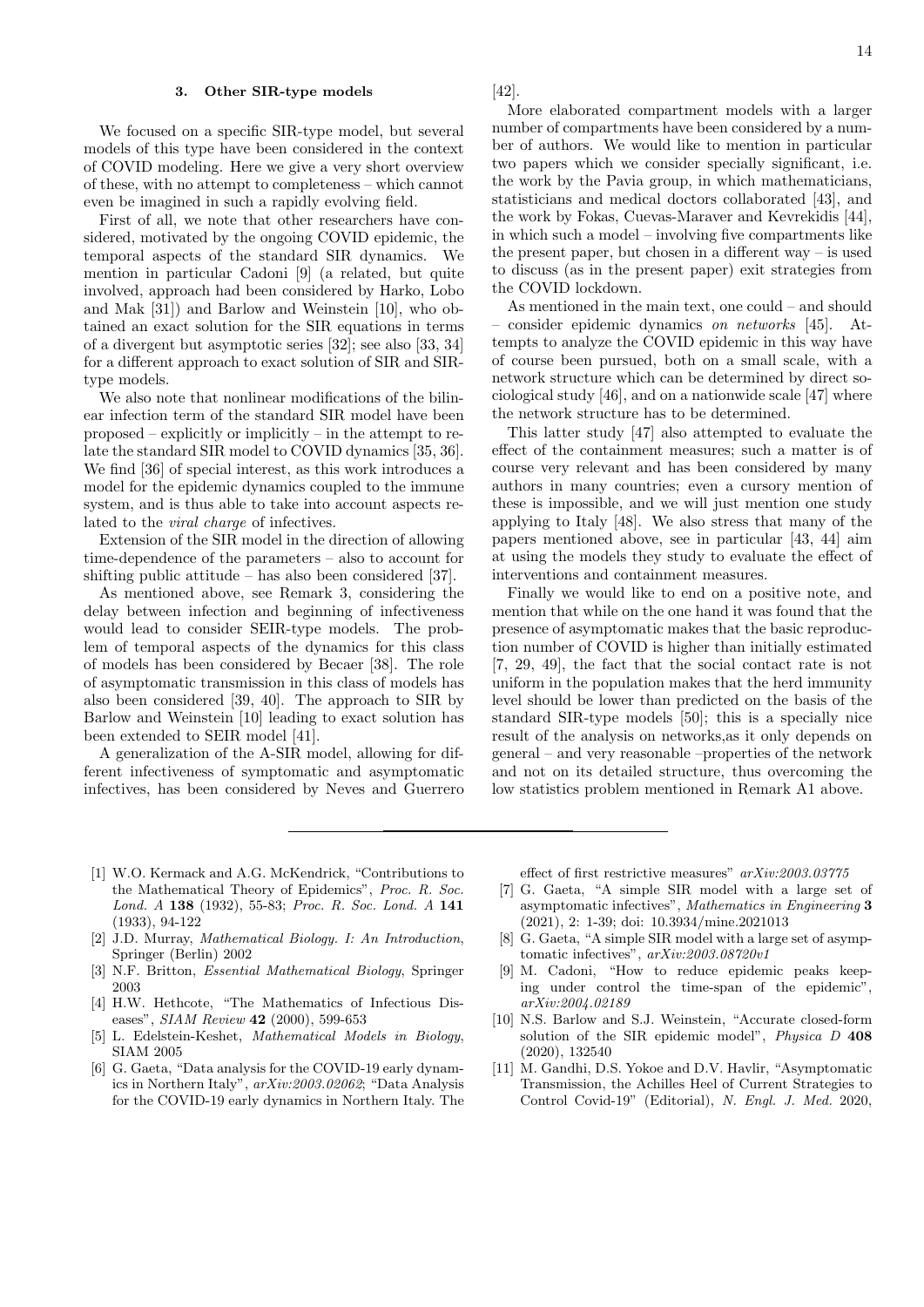### 3. Other SIR-type models

We focused on a specific SIR-type model, but several models of this type have been considered in the context of COVID modeling. Here we give a very short overview of these, with no attempt to completeness – which cannot even be imagined in such a rapidly evolving field.

First of all, we note that other researchers have considered, motivated by the ongoing COVID epidemic, the temporal aspects of the standard SIR dynamics. We mention in particular Cadoni [9] (a related, but quite involved, approach had been considered by Harko, Lobo and Mak [31]) and Barlow and Weinstein [10], who obtained an exact solution for the SIR equations in terms of a divergent but asymptotic series [32]; see also [33, 34] for a different approach to exact solution of SIR and SIR-type models.

We also note that nonlinear modifications of the bilinear infection term of the standard SIR model have been proposed – explicitly or implicitly – in the attempt to relate the standard SIR model to COVID dynamics [35, 36]. We find [36] of special interest, as this work introduces a model for the epidemic dynamics coupled to the immune system, and is thus able to take into account aspects related to the *viral charge* of infectives.

Extension of the SIR model in the direction of allowing time-dependence of the parameters – also to account for shifting public attitude – has also been considered [37].

As mentioned above, see Remark 3, considering the delay between infection and beginning of infectiveness would lead to consider SEIR-type models. The problem of temporal aspects of the dynamics for this class of models has been considered by Becaer [38]. The role of asymptomatic transmission in this class of models has also been considered [39, 40]. The approach to SIR by Barlow and Weinstein [10] leading to exact solution has been extended to SEIR model [41].

A generalization of the A-SIR model, allowing for different infectiveness of symptomatic and asymptomatic infectives, has been considered by Neves and Guerrero [42].

More elaborated compartment models with a larger number of compartments have been considered by a number of authors. We would like to mention in particular two papers which we consider specially significant, i.e. the work by the Pavia group, in which mathematicians, statisticians and medical doctors collaborated [43], and the work by Fokas, Cuevas-Maraver and Kevrekidis [44], in which such a model – involving five compartments like the present paper, but chosen in a different way – is used to discuss (as in the present paper) exit strategies from the COVID lockdown.

As mentioned in the main text, one could – and should – consider epidemic dynamics *on networks* [45]. Attempts to analyze the COVID epidemic in this way have of course been pursued, both on a small scale, with a network structure which can be determined by direct sociological study [46], and on a nationwide scale [47] where the network structure has to be determined.

This latter study [47] also attempted to evaluate the effect of the containment measures; such a matter is of course very relevant and has been considered by many authors in many countries; even a cursory mention of these is impossible, and we will just mention one study applying to Italy [48]. We also stress that many of the papers mentioned above, see in particular [43, 44] aim at using the models they study to evaluate the effect of interventions and containment measures.

Finally we would like to end on a positive note, and mention that while on the one hand it was found that the presence of asymptomatic makes that the basic reproduction number of COVID is higher than initially estimated [7, 29, 49], the fact that the social contact rate is not uniform in the population makes that the herd immunity level should be lower than predicted on the basis of the standard SIR-type models [50]; this is a specially nice result of the analysis on networks,as it only depends on general – and very reasonable –properties of the network and not on its detailed structure, thus overcoming the low statistics problem mentioned in Remark A1 above.

---

[1] W.O. Kermack and A.G. McKendrick, "Contributions to the Mathematical Theory of Epidemics", *Proc. R. Soc. Lond. A* **138** (1932), 55-83; *Proc. R. Soc. Lond. A* **141** (1933), 94-122

[2] J.D. Murray, *Mathematical Biology. I: An Introduction*, Springer (Berlin) 2002

[3] N.F. Britton, *Essential Mathematical Biology*, Springer 2003

[4] H.W. Hethcote, "The Mathematics of Infectious Diseases", *SIAM Review* **42** (2000), 599-653

[5] L. Edelstein-Keshet, *Mathematical Models in Biology*, SIAM 2005

[6] G. Gaeta, "Data analysis for the COVID-19 early dynamics in Northern Italy", *arXiv:2003.02062*; "Data Analysis for the COVID-19 early dynamics in Northern Italy. The effect of first restrictive measures" *arXiv:2003.03775*

[7] G. Gaeta, "A simple SIR model with a large set of asymptomatic infectives", *Mathematics in Engineering* **3** (2021), 2: 1-39; doi: 10.3934/mine.2021013

[8] G. Gaeta, "A simple SIR model with a large set of asymptomatic infectives", *arXiv:2003.08720v1*

[9] M. Cadoni, "How to reduce epidemic peaks keeping under control the time-span of the epidemic", *arXiv:2004.02189*

[10] N.S. Barlow and S.J. Weinstein, "Accurate closed-form solution of the SIR epidemic model", *Physica D* **408** (2020), 132540

[11] M. Gandhi, D.S. Yokoe and D.V. Havlir, "Asymptomatic Transmission, the Achilles Heel of Current Strategies to Control Covid-19" (Editorial), *N. Engl. J. Med.* 2020,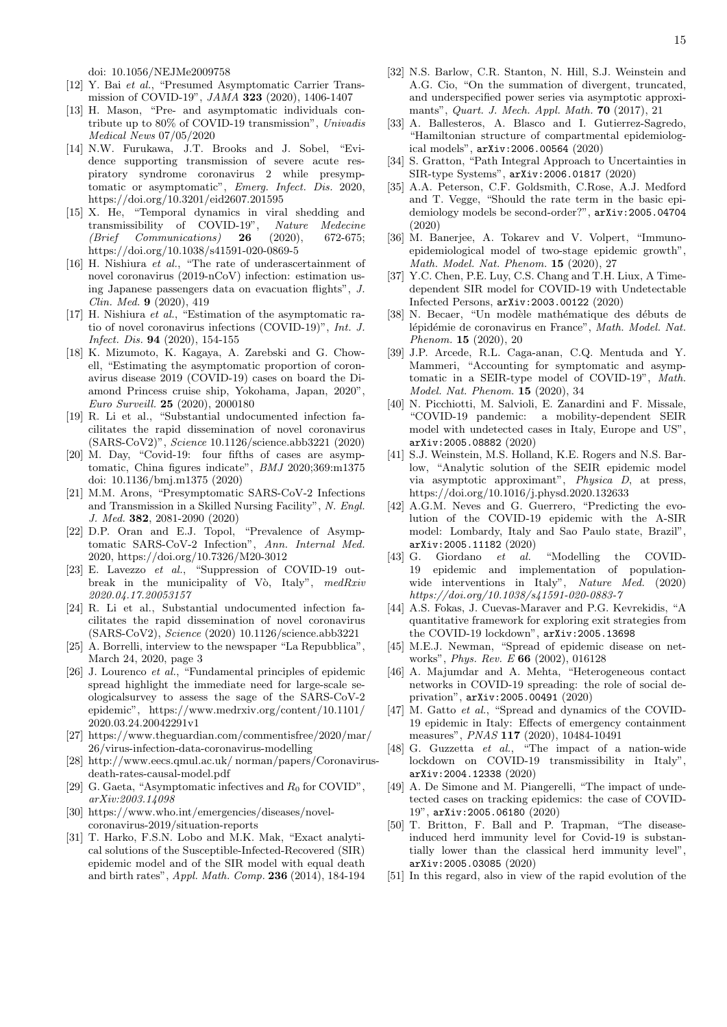doi: 10.1056/NEJMe2009758

[12] Y. Bai *et al.*, "Presumed Asymptomatic Carrier Transmission of COVID-19", *JAMA* **323** (2020), 1406-1407

[13] H. Mason, "Pre- and asymptomatic individuals contribute up to 80% of COVID-19 transmission", *Univadis Medical News* 07/05/2020

[14] N.W. Furukawa, J.T. Brooks and J. Sobel, "Evidence supporting transmission of severe acute respiratory syndrome coronavirus 2 while presymptomatic or asymptomatic", *Emerg. Infect. Dis.* 2020, https://doi.org/10.3201/eid2607.201595

[15] X. He, "Temporal dynamics in viral shedding and transmissibility of COVID-19", *Nature Medecine (Brief Communications)* **26** (2020), 672-675; https://doi.org/10.1038/s41591-020-0869-5

[16] H. Nishiura *et al.*, "The rate of underascertainment of novel coronavirus (2019-nCoV) infection: estimation using Japanese passengers data on evacuation flights", *J. Clin. Med.* **9** (2020), 419

[17] H. Nishiura *et al.*, "Estimation of the asymptomatic ratio of novel coronavirus infections (COVID-19)", *Int. J. Infect. Dis.* **94** (2020), 154-155

[18] K. Mizumoto, K. Kagaya, A. Zarebski and G. Chowell, "Estimating the asymptomatic proportion of coronavirus disease 2019 (COVID-19) cases on board the Diamond Princess cruise ship, Yokohama, Japan, 2020", *Euro Surveill.* **25** (2020), 2000180

[19] R. Li et al., "Substantial undocumented infection facilitates the rapid dissemination of novel coronavirus (SARS-CoV2)", *Science* 10.1126/science.abb3221 (2020)

[20] M. Day, "Covid-19: four fifths of cases are asymptomatic, China figures indicate", *BMJ* 2020;369:m1375 doi: 10.1136/bmj.m1375 (2020)

[21] M.M. Arons, "Presymptomatic SARS-CoV-2 Infections and Transmission in a Skilled Nursing Facility", *N. Engl. J. Med.* **382**, 2081-2090 (2020)

[22] D.P. Oran and E.J. Topol, "Prevalence of Asymptomatic SARS-CoV-2 Infection", *Ann. Internal Med.* 2020, https://doi.org/10.7326/M20-3012

[23] E. Lavezzo *et al.*, "Suppression of COVID-19 outbreak in the municipality of Vò, Italy", *medRxiv 2020.04.17.20053157*

[24] R. Li et al., Substantial undocumented infection facilitates the rapid dissemination of novel coronavirus (SARS-CoV2), *Science* (2020) 10.1126/science.abb3221

[25] A. Borrelli, interview to the newspaper "La Repubblica", March 24, 2020, page 3

[26] J. Lourenco *et al.*, "Fundamental principles of epidemic spread highlight the immediate need for large-scale serologicalsurvey to assess the sage of the SARS-CoV-2 epidemic", https://www.medrxiv.org/content/10.1101/2020.03.24.20042291v1

[27] https://www.theguardian.com/commentisfree/2020/mar/26/virus-infection-data-coronavirus-modelling

[28] http://www.eecs.qmul.ac.uk/ norman/papers/Coronavirus-death-rates-causal-model.pdf

[29] G. Gaeta, "Asymptomatic infectives and $R_0$ for COVID", *arXiv:2003.14098*

[30] https://www.who.int/emergencies/diseases/novel-coronavirus-2019/situation-reports

[31] T. Harko, F.S.N. Lobo and M.K. Mak, "Exact analytical solutions of the Susceptible-Infected-Recovered (SIR) epidemic model and of the SIR model with equal death and birth rates", *Appl. Math. Comp.* **236** (2014), 184-194

[32] N.S. Barlow, C.R. Stanton, N. Hill, S.J. Weinstein and A.G. Cio, "On the summation of divergent, truncated, and underspecified power series via asymptotic approximants", *Quart. J. Mech. Appl. Math.* **70** (2017), 21

[33] A. Ballesteros, A. Blasco and I. Gutierrez-Sagredo, "Hamiltonian structure of compartmental epidemiological models", arXiv:2006.00564 (2020)

[34] S. Gratton, "Path Integral Approach to Uncertainties in SIR-type Systems", arXiv:2006.01817 (2020)

[35] A.A. Peterson, C.F. Goldsmith, C.Rose, A.J. Medford and T. Vegge, "Should the rate term in the basic epidemiology models be second-order?", arXiv:2005.04704 (2020)

[36] M. Banerjee, A. Tokarev and V. Volpert, "Immuno-epidemiological model of two-stage epidemic growth", *Math. Model. Nat. Phenom.* **15** (2020), 27

[37] Y.C. Chen, P.E. Luy, C.S. Chang and T.H. Liux, A Time-dependent SIR model for COVID-19 with Undetectable Infected Persons, arXiv:2003.00122 (2020)

[38] N. Becaer, "Un modèle mathématique des débuts de lépidémie de coronavirus en France", *Math. Model. Nat. Phenom.* **15** (2020), 20

[39] J.P. Arcede, R.L. Caga-anan, C.Q. Mentuda and Y. Mammeri, "Accounting for symptomatic and asymptomatic in a SEIR-type model of COVID-19", *Math. Model. Nat. Phenom.* **15** (2020), 34

[40] N. Picchiotti, M. Salvioli, E. Zanardini and F. Missale, "COVID-19 pandemic: a mobility-dependent SEIR model with undetected cases in Italy, Europe and US", arXiv:2005.08882 (2020)

[41] S.J. Weinstein, M.S. Holland, K.E. Rogers and N.S. Barlow, "Analytic solution of the SEIR epidemic model via asymptotic approximant", *Physica D*, at press, https://doi.org/10.1016/j.physd.2020.132633

[42] A.G.M. Neves and G. Guerrero, "Predicting the evolution of the COVID-19 epidemic with the A-SIR model: Lombardy, Italy and Sao Paulo state, Brazil", arXiv:2005.11182 (2020)

[43] G. Giordano *et al.* "Modelling the COVID-19 epidemic and implementation of population-wide interventions in Italy", *Nature Med.* (2020) *https://doi.org/10.1038/s41591-020-0883-7*

[44] A.S. Fokas, J. Cuevas-Maraver and P.G. Kevrekidis, "A quantitative framework for exploring exit strategies from the COVID-19 lockdown", arXiv:2005.13698

[45] M.E.J. Newman, "Spread of epidemic disease on networks", *Phys. Rev. E* **66** (2002), 016128

[46] A. Majumdar and A. Mehta, "Heterogeneous contact networks in COVID-19 spreading: the role of social deprivation", arXiv:2005.00491 (2020)

[47] M. Gatto *et al.*, "Spread and dynamics of the COVID-19 epidemic in Italy: Effects of emergency containment measures", *PNAS* **117** (2020), 10484-10491

[48] G. Guzzetta *et al.*, "The impact of a nation-wide lockdown on COVID-19 transmissibility in Italy", arXiv:2004.12338 (2020)

[49] A. De Simone and M. Piangerelli, "The impact of undetected cases on tracking epidemics: the case of COVID-19", arXiv:2005.06180 (2020)

[50] T. Britton, F. Ball and P. Trapman, "The disease-induced herd immunity level for Covid-19 is substantially lower than the classical herd immunity level", arXiv:2005.03085 (2020)

[51] In this regard, also in view of the rapid evolution of the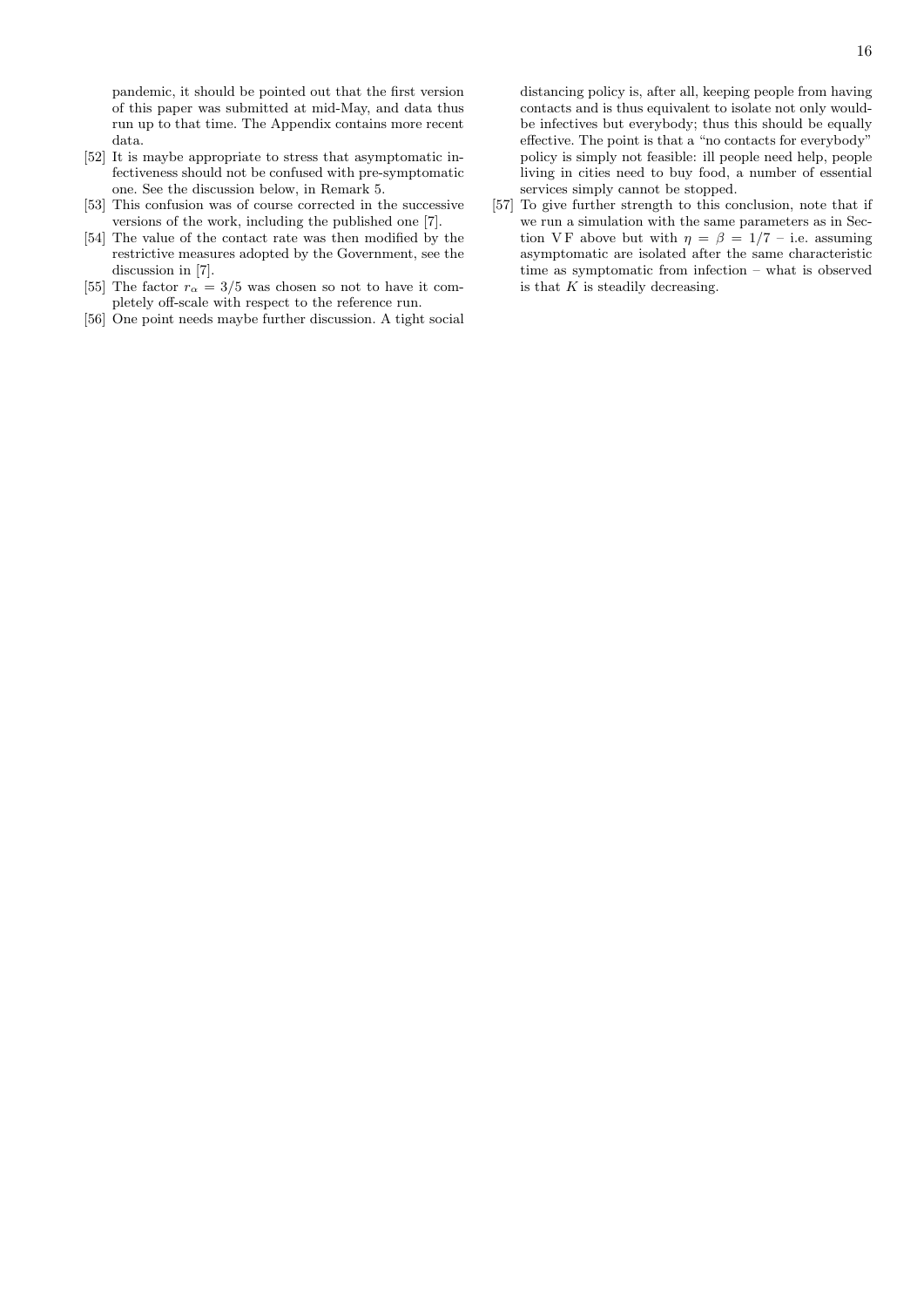pandemic, it should be pointed out that the first version of this paper was submitted at mid-May, and data thus run up to that time. The Appendix contains more recent data.

[52] It is maybe appropriate to stress that asymptomatic infectiveness should not be confused with pre-symptomatic one. See the discussion below, in Remark 5.

[53] This confusion was of course corrected in the successive versions of the work, including the published one [7].

[54] The value of the contact rate was then modified by the restrictive measures adopted by the Government, see the discussion in [7].

[55] The factor $r_\alpha = 3/5$ was chosen so not to have it completely off-scale with respect to the reference run.

[56] One point needs maybe further discussion. A tight social distancing policy is, after all, keeping people from having contacts and is thus equivalent to isolate not only would-be infectives but everybody; thus this should be equally effective. The point is that a "no contacts for everybody" policy is simply not feasible: ill people need help, people living in cities need to buy food, a number of essential services simply cannot be stopped.

[57] To give further strength to this conclusion, note that if we run a simulation with the same parameters as in Section V F above but with $\eta = \beta = 1/7$ – i.e. assuming asymptomatic are isolated after the same characteristic time as symptomatic from infection – what is observed is that $K$ is steadily decreasing.